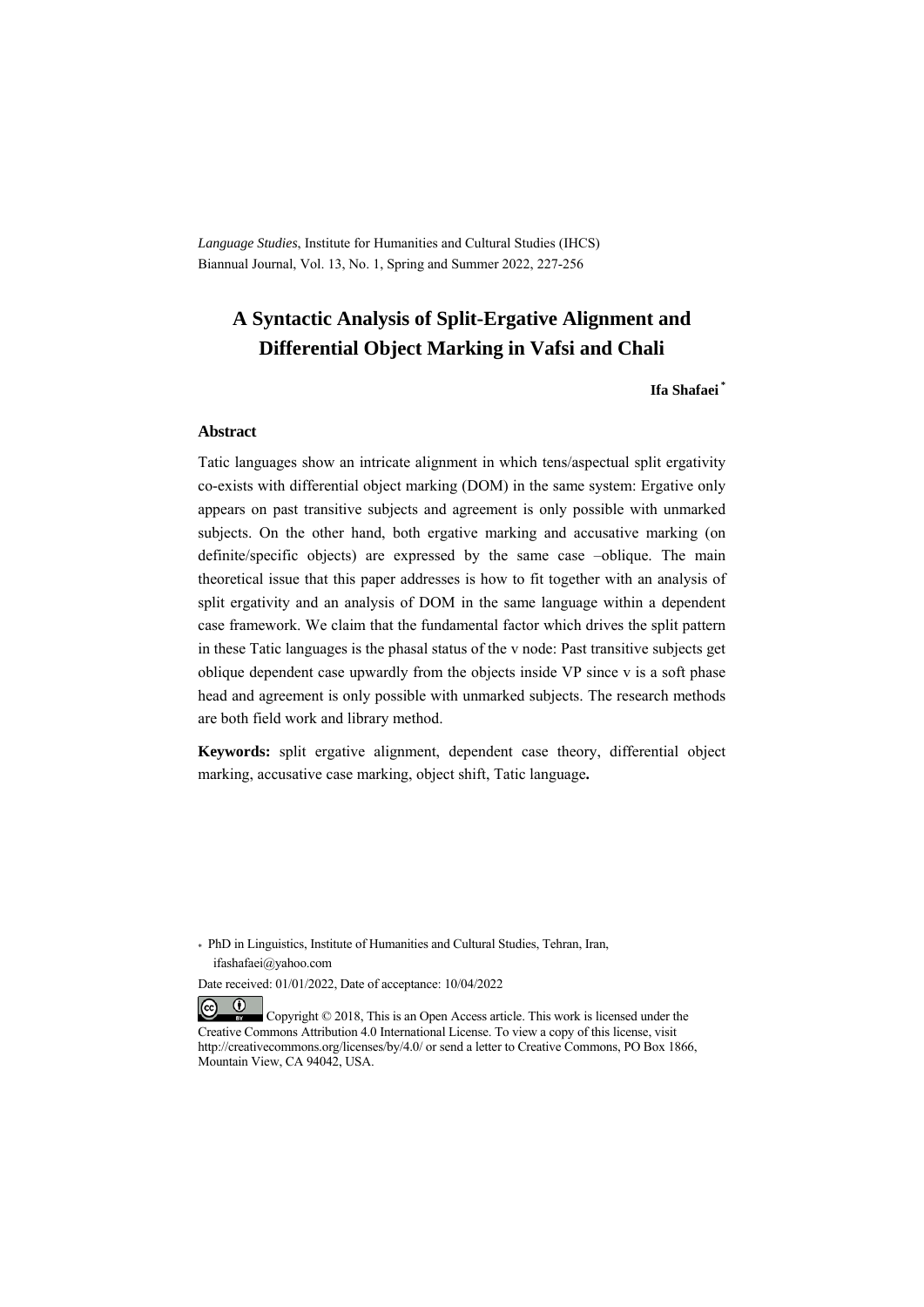*Language Studies*, Institute for Humanities and Cultural Studies (IHCS)
Biannual Journal, Vol. 13, No. 1, Spring and Summer 2022, 227-256

# A Syntactic Analysis of Split-Ergative Alignment and Differential Object Marking in Vafsi and Chali

**Ifa Shafaei** [*]

## Abstract

Tatic languages show an intricate alignment in which tens/aspectual split ergativity co-exists with differential object marking (DOM) in the same system: Ergative only appears on past transitive subjects and agreement is only possible with unmarked subjects. On the other hand, both ergative marking and accusative marking (on definite/specific objects) are expressed by the same case –oblique. The main theoretical issue that this paper addresses is how to fit together with an analysis of split ergativity and an analysis of DOM in the same language within a dependent case framework. We claim that the fundamental factor which drives the split pattern in these Tatic languages is the phasal status of the v node: Past transitive subjects get oblique dependent case upwardly from the objects inside VP since v is a soft phase head and agreement is only possible with unmarked subjects. The research methods are both field work and library method.

**Keywords:** split ergative alignment, dependent case theory, differential object marking, accusative case marking, object shift, Tatic language**.**

[*] PhD in Linguistics, Institute of Humanities and Cultural Studies, Tehran, Iran, ifashafaei@yahoo.com

Date received: 01/01/2022, Date of acceptance: 10/04/2022

Copyright © 2018, This is an Open Access article. This work is licensed under the Creative Commons Attribution 4.0 International License. To view a copy of this license, visit http://creativecommons.org/licenses/by/4.0/ or send a letter to Creative Commons, PO Box 1866, Mountain View, CA 94042, USA.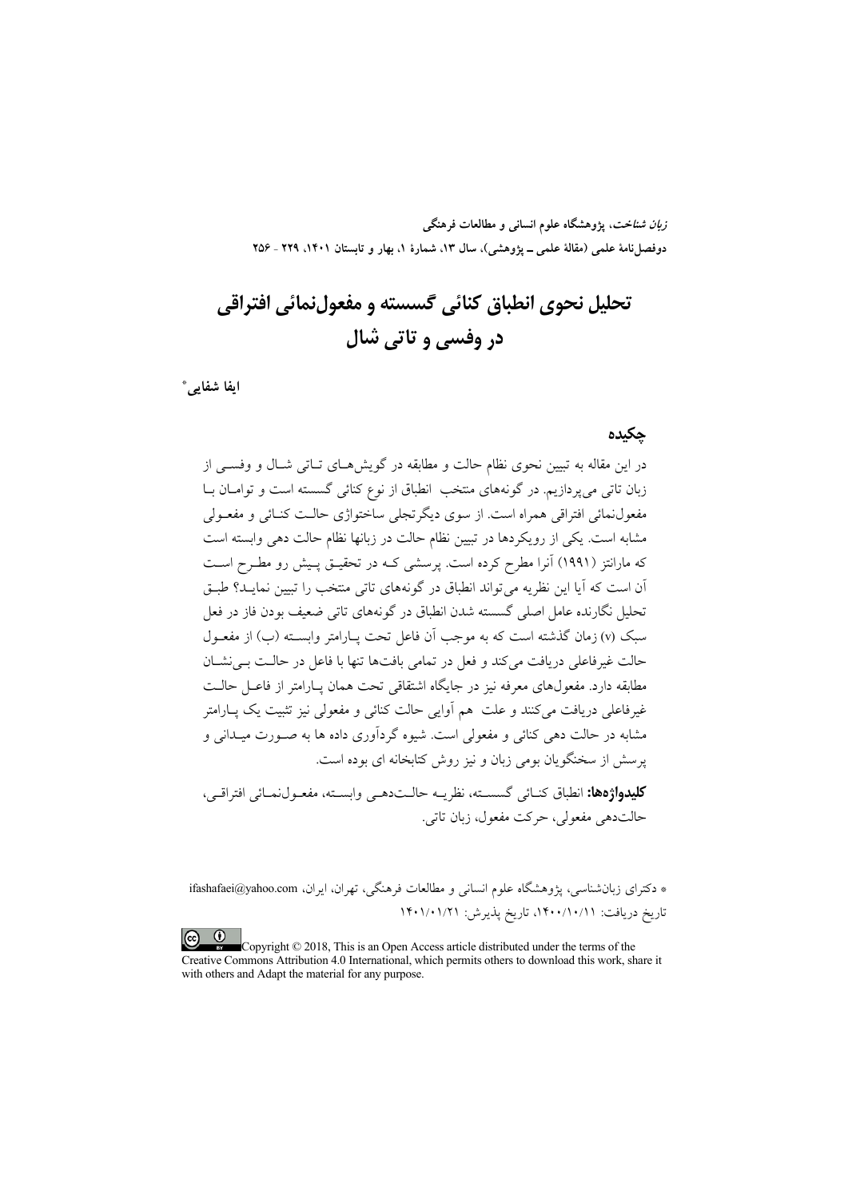# تحلیل نحوی انطباق کنائی گسسته و مفعول‌نمائی افتراقی در وفسی و تاتی شال

**ایفا شفایی***

## چکیده

در این مقاله به تبیین نحوی نظام حالت و مطابقه در گویش‌های تاتی شال و وفسی از زبان تاتی می‌پردازیم. در گونه‌های منتخب انطباق از نوع کنائی گسسته است و توامان با مفعول‌نمائی افتراقی همراه است. از سوی دیگرتجلی ساختواژی حالت کنائی و مفعولی مشابه است. یکی از رویکردها در تبیین نظام حالت در زبانها نظام حالت دهی وابسته است که مارانتز (۱۹۹۱) آنرا مطرح کرده است. پرسشی که در تحقیق پیش رو مطرح است آن است که آیا این نظریه می‌تواند انطباق در گونه‌های تاتی منتخب را تبیین نماید؟ طبق تحلیل نگارنده عامل اصلی گسسته شدن انطباق در گونه‌های تاتی ضعیف بودن فاز در فعل سبک (v) زمان گذشته است که به موجب آن فاعل تحت پارامتر وابسته (ب) از مفعول حالت غیرفاعلی دریافت می‌کند و فعل در تمامی بافت‌ها تنها با فاعل در حالت بی‌نشان مطابقه دارد. مفعول‌های معرفه نیز در جایگاه اشتقاقی تحت همان پارامتر از فاعل حالت غیرفاعلی دریافت می‌کنند و علت هم آوایی حالت کنائی و مفعولی نیز تثبیت یک پارامتر مشابه در حالت دهی کنائی و مفعولی است. شیوه گردآوری داده ها به صورت میدانی و پرسش از سخنگویان بومی زبان و نیز روش کتابخانه ای بوده است.

**کلیدواژه‌ها:** انطباق کنائی گسسته، نظریه حالت‌دهی وابسته، مفعول‌نمائی افتراقی، حالت‌دهی مفعولی، حرکت مفعول، زبان تاتی.

---

* دکترای زبان‌شناسی، پژوهشگاه علوم انسانی و مطالعات فرهنگی، تهران، ایران، ifashafaei@yahoo.com

تاریخ دریافت: ۱۴۰۰/۱۰/۱۱، تاریخ پذیرش: ۱۴۰۱/۰۱/۲۱

Copyright © 2018, This is an Open Access article distributed under the terms of the Creative Commons Attribution 4.0 International, which permits others to download this work, share it with others and Adapt the material for any purpose.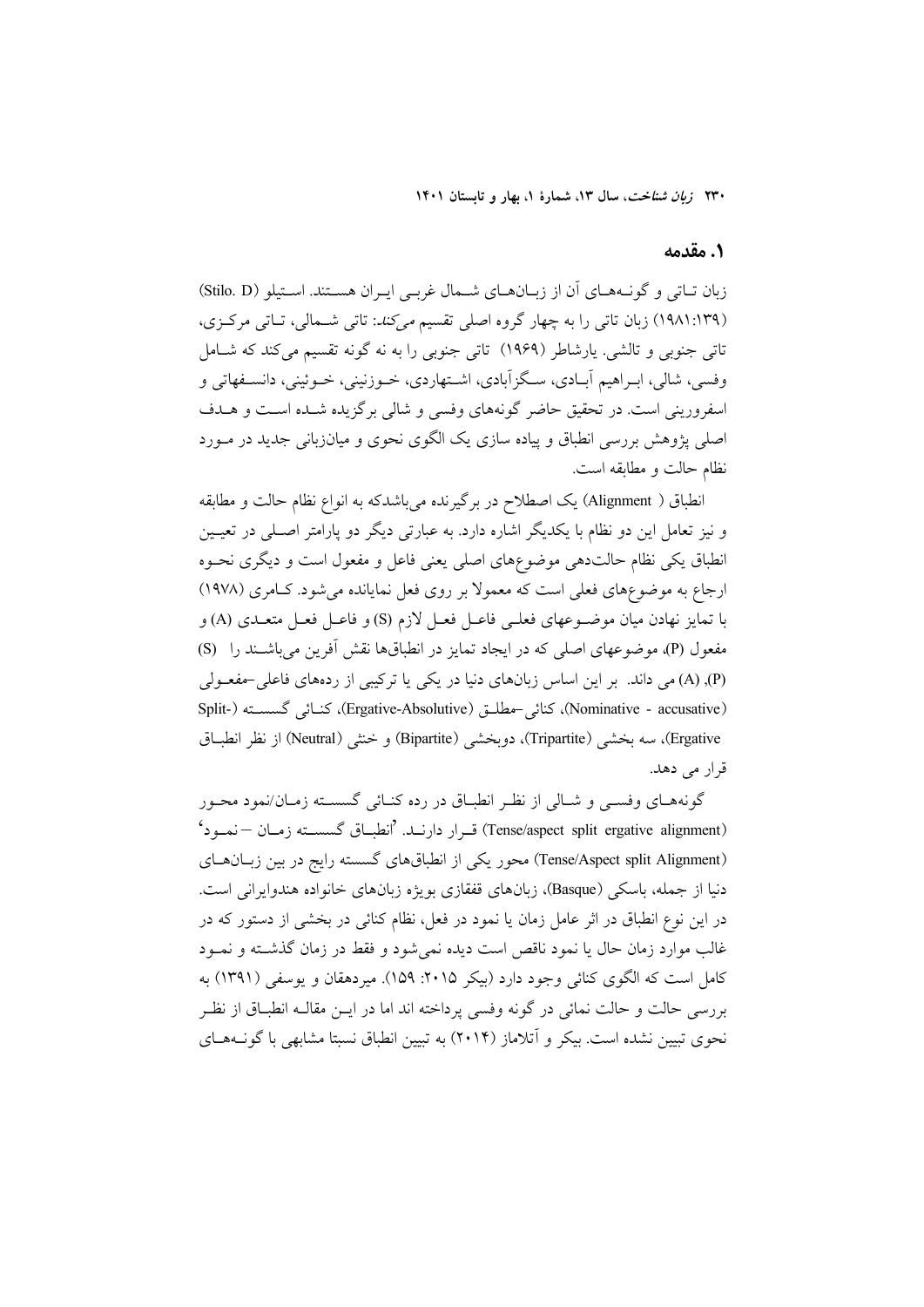## ۱. مقدمه

زبان تـاتی و گونـه‌هـای آن از زبـان‌هـای شـمال غربـی ایـران هسـتند. اسـتیلو (Stilo. D) (۱۹۸۱:۱۳۹) زبان تاتی را به چهار گروه اصلی تقسیم *می‌کند*: تاتی شـمالی، تـاتی مرکـزی، تاتی جنوبی و تالشی. یارشاطر (۱۹۶۹) تاتی جنوبی را به نه گونه تقسیم می‌کند که شـامل وفسی، شالی، ابـراهیم آبـادی، سـگزآبادی، اشـتهاردی، خـوزنینی، خـوئینی، دانسـفهاتی و اسفرورینی است. در تحقیق حاضر گونه‌های وفسی و شالی برگزیده شـده اسـت و هـدف اصلی پژوهش بررسی انطباق و پیاده سازی یک الگوی نحوی و میان‌زبانی جدید در مـورد نظام حالت و مطابقه است.

انطباق ( Alignment) یک اصطلاح در برگیرنده می‌باشدکه به انواع نظام حالت و مطابقه و نیز تعامل این دو نظام با یکدیگر اشاره دارد. به عبارتی دیگر دو پارامتر اصـلی در تعیـین انطباق یکی نظام حالت‌دهی موضوع‌های اصلی یعنی فاعل و مفعول است و دیگری نحـوه ارجاع به موضوع‌های فعلی است که معمولا بر روی فعل نمایانده می‌شود. کـامری (۱۹۷۸) با تمایز نهادن میان موضـوعهای فعلـی فاعـل فعـل لازم (S) و فاعـل فعـل متعـدی (A) و مفعول (P)، موضوعهای اصلی که در ایجاد تمایز در انطباق‌ها نقش آفرین می‌باشـند را (S) (P), (A) می داند. بر این اساس زبان‌های دنیا در یکی یا ترکیبی از رده‌های فاعلی–مفعـولی (Nominative - accusative)، کنائی–مطلـق (Ergative-Absolutive)، کنـائی گسسـته (Split-Ergative)، سه بخشی (Tripartite)، دوبخشی (Bipartite) و خنثی (Neutral) از نظر انطبـاق قرار می دهد.

گونه‌هـای وفسـی و شـالی از نظـر انطبـاق در رده کنـائی گسسـته زمـان/نمود محـور (Tense/aspect split ergative alignment) قـرار دارنـد. [۱]انطبـاق گسسـته زمـان –نمـود[۲] (Tense/Aspect split Alignment) محور یکی از انطباق‌های گسسته رایج در بین زبـان‌هـای دنیا از جمله، باسکی (Basque)، زبان‌های قفقازی بویژه زبان‌های خانواده هندوایرانی است. در این نوع انطباق در اثر عامل زمان یا نمود در فعل، نظام کنائی در بخشی از دستور که در غالب موارد زمان حال یا نمود ناقص است دیده نمی‌شود و فقط در زمان گذشـته و نمـود کامل است که الگوی کنائی وجود دارد (بیکر ۲۰۱۵: ۱۵۹). میردهقان و یوسفی (۱۳۹۱) به بررسی حالت و حالت نمائی در گونه وفسی پرداخته اند اما در ایـن مقالـه انطبـاق از نظـر نحوی تبیین نشده است. بیکر و آتلاماز (۲۰۱۴) به تبیین انطباق نسبتا مشابهی با گونـه‌هـای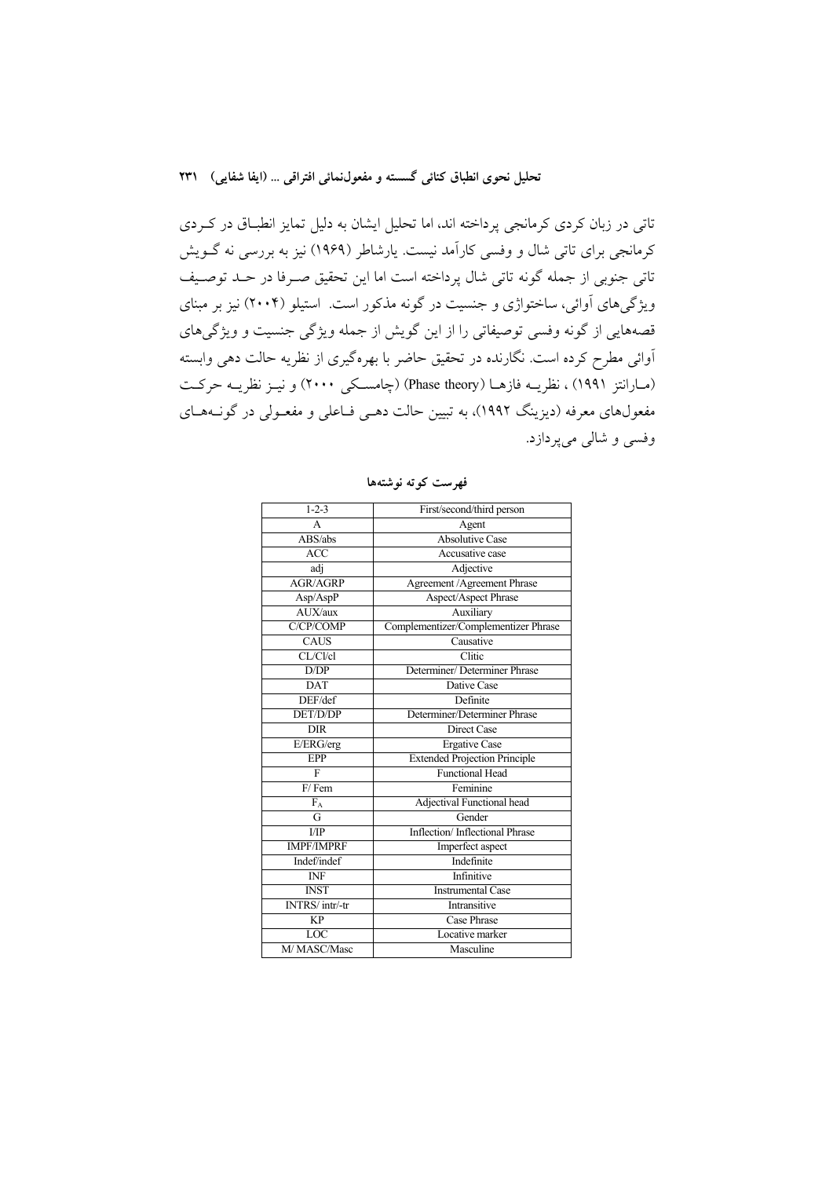تاتی در زبان کردی کرمانجی پرداخته اند، اما تحلیل ایشان به دلیل تمایز انطباق در کردی کرمانجی برای تاتی شال و وفسی کارآمد نیست. یارشاطر (۱۹۶۹) نیز به بررسی نه گویش تاتی جنوبی از جمله گونه تاتی شال پرداخته است اما این تحقیق صرفا در حد توصیف ویژگی‌های آوائی، ساختواژی و جنسیت در گونه مذکور است. استیلو (۲۰۰۴) نیز بر مبنای قصه‌هایی از گونه وفسی توصیفاتی را از این گویش از جمله ویژگی جنسیت و ویژگی‌های آوائی مطرح کرده است. نگارنده در تحقیق حاضر با بهره‌گیری از نظریه حالت دهی وابسته (مارانتز ۱۹۹۱) ، نظریه فازها (Phase theory) (چامسکی ۲۰۰۰) و نیز نظریه حرکت مفعول‌های معرفه (دیزینگ ۱۹۹۲)، به تبیین حالت دهی فاعلی و مفعولی در گونه‌های وفسی و شالی می‌پردازد.

**فهرست کوته نوشته‌ها**

| | |
|---|---|
| 1-2-3 | First/second/third person |
| A | Agent |
| ABS/abs | Absolutive Case |
| ACC | Accusative case |
| adj | Adjective |
| AGR/AGRP | Agreement /Agreement Phrase |
| Asp/AspP | Aspect/Aspect Phrase |
| AUX/aux | Auxiliary |
| C/CP/COMP | Complementizer/Complementizer Phrase |
| CAUS | Causative |
| CL/Cl/cl | Clitic |
| D/DP | Determiner/ Determiner Phrase |
| DAT | Dative Case |
| DEF/def | Definite |
| DET/D/DP | Determiner/Determiner Phrase |
| DIR | Direct Case |
| E/ERG/erg | Ergative Case |
| EPP | Extended Projection Principle |
| F | Functional Head |
| F/ Fem | Feminine |
| $F_A$ | Adjectival Functional head |
| G | Gender |
| I/IP | Inflection/ Inflectional Phrase |
| IMPF/IMPRF | Imperfect aspect |
| Indef/indef | Indefinite |
| INF | Infinitive |
| INST | Instrumental Case |
| INTRS/ intr/-tr | Intransitive |
| KP | Case Phrase |
| LOC | Locative marker |
| M/ MASC/Masc | Masculine |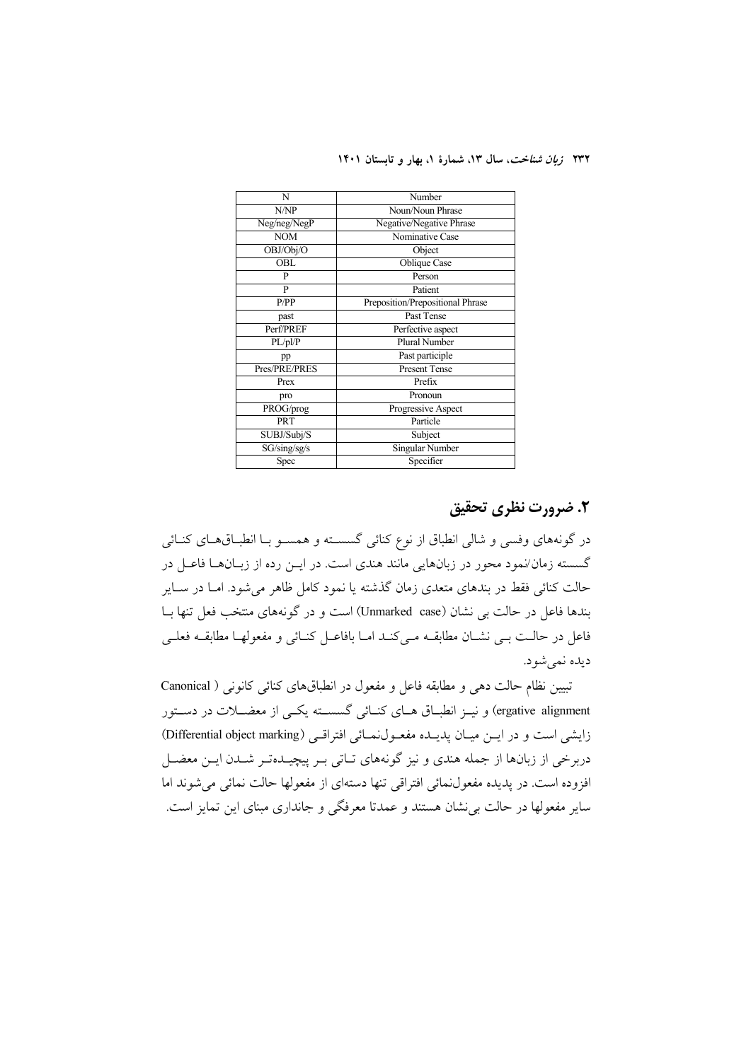| N | Number |
|---|---|
| N/NP | Noun/Noun Phrase |
| Neg/neg/NegP | Negative/Negative Phrase |
| NOM | Nominative Case |
| OBJ/Obj/O | Object |
| OBL | Oblique Case |
| P | Person |
| P | Patient |
| P/PP | Preposition/Prepositional Phrase |
| past | Past Tense |
| Perf/PREF | Perfective aspect |
| PL/pl/P | Plural Number |
| pp | Past participle |
| Pres/PRE/PRES | Present Tense |
| Prex | Prefix |
| pro | Pronoun |
| PROG/prog | Progressive Aspect |
| PRT | Particle |
| SUBJ/Subj/S | Subject |
| SG/sing/sg/s | Singular Number |
| Spec | Specifier |

## ۲. ضرورت نظری تحقیق

در گونه‌های وفسی و شالی انطباق از نوع کنائی گسسته و همسو با انطباق‌های کنائی گسسته زمان/نمود محور در زبان‌هایی مانند هندی است. در این رده از زبان‌ها فاعل در حالت کنائی فقط در بندهای متعدی زمان گذشته یا نمود کامل ظاهر می‌شود. اما در سایر بندها فاعل در حالت بی نشان (Unmarked case) است و در گونه‌های منتخب فعل تنها با فاعل در حالت بی نشان مطابقه می‌کند اما بافاعل کنائی و مفعولها مطابقه فعلی دیده نمی‌شود.

تبیین نظام حالت دهی و مطابقه فاعل و مفعول در انطباق‌های کنائی کانونی (Canonical ergative alignment) و نیز انطباق های کنائی گسسته یکی از معضلات در دستور زایشی است و در این میان پدیده مفعول‌نمائی افتراقی (Differential object marking) دربرخی از زبان‌ها از جمله هندی و نیز گونه‌های تاتی بر پیچیده‌تر شدن این معضل افزوده است. در پدیده مفعول‌نمائی افتراقی تنها دسته‌ای از مفعولها حالت نمائی می‌شوند اما سایر مفعولها در حالت بی‌نشان هستند و عمدتا معرفگی و جانداری مبنای این تمایز است.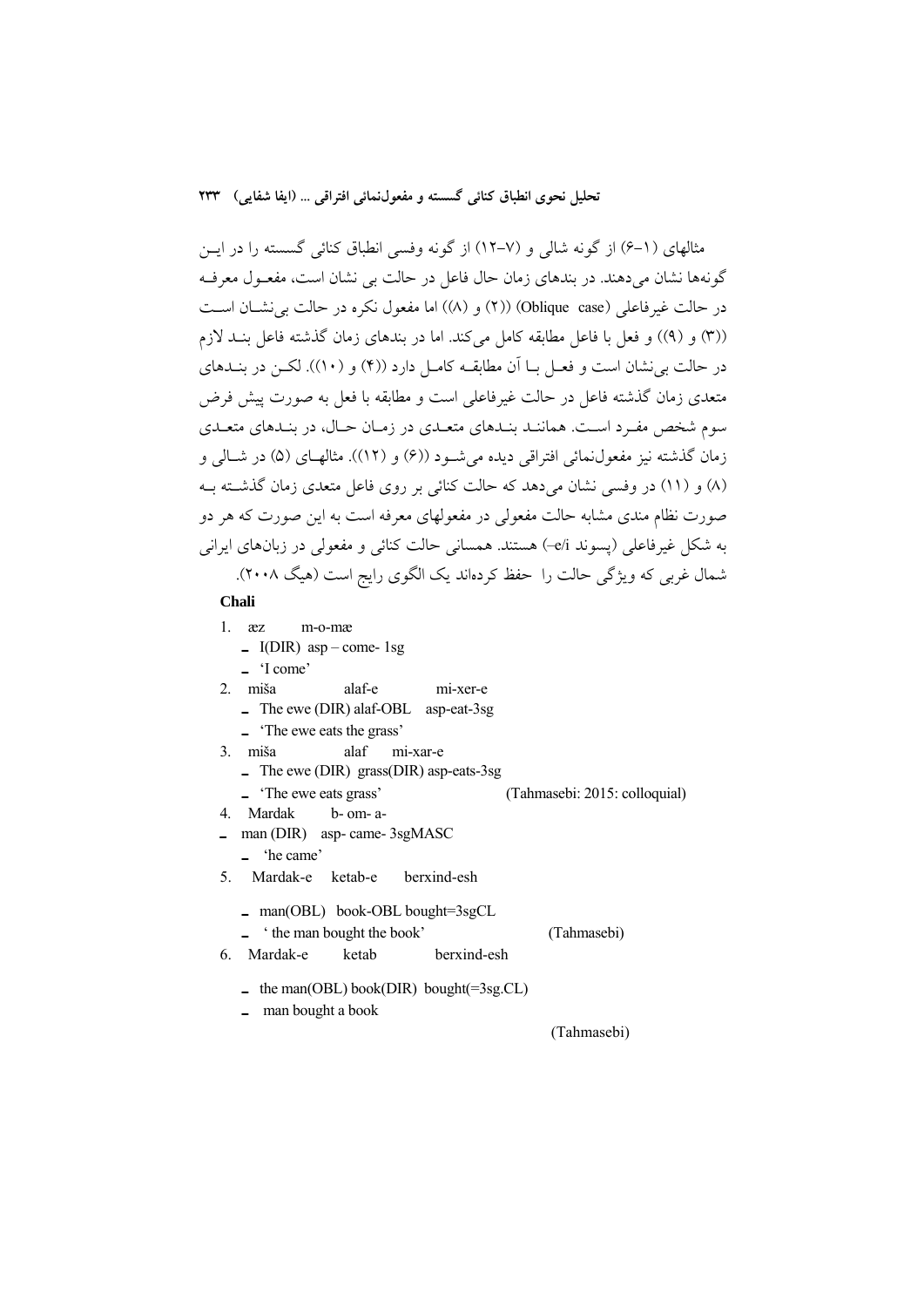مثالهای (۱-۶) از گونه شالی و (۷-۱۲) از گونه وفسی انطباق کنائی گسسته را در ایـن گونه‌ها نشان می‌دهند. در بندهای زمان حال فاعل در حالت بی نشان است، مفعـول معرفـه در حالت غیرفاعلی (Oblique case) ((۲) و (۸)) اما مفعول نکره در حالت بی‌نشـان اسـت ((۳) و (۹)) و فعل با فاعل مطابقه کامل می‌کند. اما در بندهای زمان گذشته فاعل بنـد لازم در حالت بی‌نشان است و فعـل بـا آن مطابقـه کامـل دارد ((۴) و (۱۰)). لکـن در بنـدهای متعدی زمان گذشته فاعل در حالت غیرفاعلی است و مطابقه با فعل به صورت پیش فرض سوم شخص مفـرد اسـت. هماننـد بنـدهای متعـدی در زمـان حـال، در بنـدهای متعـدی زمان گذشته نیز مفعول‌نمائی افتراقی دیده می‌شـود ((۶) و (۱۲)). مثالهـای (۵) در شـالی و (۸) و (۱۱) در وفسی نشان می‌دهد که حالت کنائی بر روی فاعل متعدی زمان گذشـته بـه صورت نظام مندی مشابه حالت مفعولی در مفعولهای معرفه است به این صورت که هر دو به شکل غیرفاعلی (پسوند e/i-) هستند. همسانی حالت کنائی و مفعولی در زبان‌های ایرانی شمال غربی که ویژگی حالت را حفظ کرده‌اند یک الگوی رایج است (هیگ ۲۰۰۸).

**Chali**

1. æz m-o-mæ
   - I(DIR) asp – come- 1sg
   - 'I come'
2. miša alaf-e mi-xer-e
   - The ewe (DIR) alaf-OBL asp-eat-3sg
   - 'The ewe eats the grass'
3. miša alaf mi-xar-e
   - The ewe (DIR) grass(DIR) asp-eats-3sg
   - 'The ewe eats grass' (Tahmasebi: 2015: colloquial)
4. Mardak b- om- a-
   - man (DIR) asp- came- 3sgMASC
   - 'he came'
5. Mardak-e ketab-e berxind-esh
   - man(OBL) book-OBL bought=3sgCL
   - ' the man bought the book' (Tahmasebi)
6. Mardak-e ketab berxind-esh
   - the man(OBL) book(DIR) bought(=3sg.CL)
   - man bought a book

(Tahmasebi)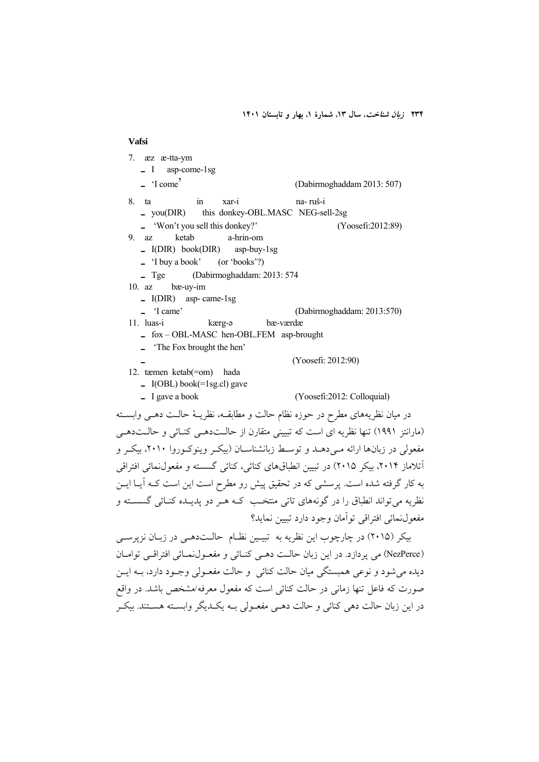**Vafsi**

7. æz æ-tta-ym
   - I asp-come-1sg
   - 'I come' (Dabirmoghaddam 2013: 507)

8. ta in xar-i na- ruš-i
   - you(DIR) this donkey-OBL.MASC NEG-sell-2sg
   - 'Won't you sell this donkey?' (Yoosefi:2012:89)

9. az ketab a-hrin-om
   - I(DIR) book(DIR) asp-buy-1sg
   - 'I buy a book' (or 'books'?)
   - Tge (Dabirmoghaddam: 2013: 574

10. az bæ-uy-im
    - I(DIR) asp- came-1sg
    - 'I came' (Dabirmoghaddam: 2013:570)

11. luas-i kærg-ə bæ-værdæ
    - fox – OBL-MASC hen-OBL.FEM asp-brought
    - 'The Fox brought the hen'
    - (Yoosefi: 2012:90)

12. tæmen ketab(=om) hada
    - I(OBL) book(=1sg.cl) gave
    - I gave a book (Yoosefi:2012: Colloquial)

در میان نظریه‌های مطرح در حوزه نظام حالت و مطابقـه، نظریـهٔ حالـت دهـی وابسـته (مارانتز ۱۹۹۱) تنها نظریه ای است که تبیینی متقارن از حالـت‌دهـی کنـائی و حالـت‌دهـی مفعولی در زبان‌ها ارائه مـی‌دهـد و توسـط زبانشناسـان (بیکـر وینوکـوروا ۲۰۱۰، بیکـر و آتلاماز ۲۰۱۴، بیکر ۲۰۱۵) در تبیین انطباق‌های کنائی، کنائی گسسته و مفعول‌نمائی افتراقی به کار گرفته شده است. پرسشی که در تحقیق پیش رو مطرح است این است کـه آیـا ایـن نظریه می‌تواند انطباق را در گونه‌های تاتی منتخـب کـه هـر دو پدیـده کنـائی گسسـته و مفعول‌نمائی افتراقی توآمان وجود دارد تبیین نماید؟

بیکر (۲۰۱۵) در چارچوب این نظریه به تبیـین نظـام حالـت‌دهـی در زبـان نزپرسـی (NezPerce) می پردازد. در این زبان حالـت دهـی کنـائی و مفعـول‌نمـائی افتراقـی توامـان دیده می‌شود و نوعی همبستگی میان حالت کنائی و حالت مفعـولی وجـود دارد، بـه ایـن صورت که فاعل تنها زمانی در حالت کنائی است که مفعول معرفه/مشخص باشد. در واقع در این زبان حالت دهی کنائی و حالت دهـی مفعـولی بـه یکـدیگر وابسـته هسـتند. بیکـر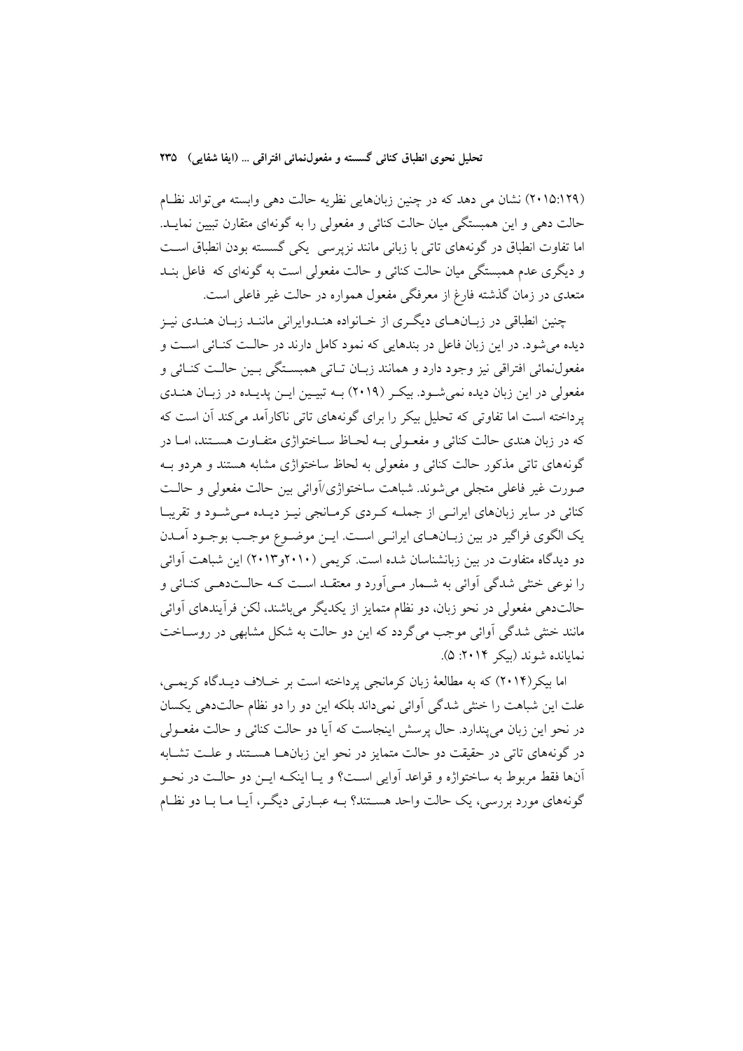(۲۰۱۵:۱۲۹) نشان می دهد که در چنین زبان‌هایی نظریه حالت دهی وابسته می‌تواند نظـام حالت دهی و این همبستگی میان حالت کنائی و مفعولی را به گونه‌ای متقارن تبیین نمایـد. اما تفاوت انطباق در گونه‌های تاتی با زبانی مانند نزپرسی یکی گسسته بودن انطباق اسـت و دیگری عدم همبستگی میان حالت کنائی و حالت مفعولی است به گونه‌ای که فاعل بنـد متعدی در زمان گذشته فارغ از معرفگی مفعول همواره در حالت غیر فاعلی است.

چنین انطباقی در زبـان‌هـای دیگـری از خـانواده هنـدوایرانی ماننـد زبـان هنـدی نیـز دیده می‌شود. در این زبان فاعل در بندهایی که نمود کامل دارند در حالـت کنـائی اسـت و مفعول‌نمائی افتراقی نیز وجود دارد و همانند زبـان تـاتی همبسـتگی بـین حالـت کنـائی و مفعولی در این زبان دیده نمی‌شـود. بیکـر (۲۰۱۹) بـه تبیـین ایـن پدیـده در زبـان هنـدی پرداخته است اما تفاوتی که تحلیل بیکر را برای گونه‌های تاتی ناکارآمد می‌کند آن است که که در زبان هندی حالت کنائی و مفعـولی بـه لحـاظ سـاختواژی متفـاوت هسـتند، امـا در گونه‌های تاتی مذکور حالت کنائی و مفعولی به لحاظ ساختواژی مشابه هستند و هردو بـه صورت غیر فاعلی متجلی می‌شوند. شباهت ساختواژی/آوائی بین حالت مفعولی و حالـت کنائی در سایر زبان‌های ایرانـی از جملـه کـردی کرمـانجی نیـز دیـده مـی‌شـود و تقریبـا یک الگوی فراگیر در بین زبـان‌هـای ایرانـی اسـت. ایـن موضـوع موجـب بوجـود آمـدن دو دیدگاه متفاوت در بین زبانشناسان شده است. کریمی (۲۰۱۰و۲۰۱۳) این شباهت آوائی را نوعی خنثی شدگی آوائی به شـمار مـی‌آورد و معتقـد اسـت کـه حالـت‌دهـی کنـائی و حالت‌دهی مفعولی در نحو زبان، دو نظام متمایز از یکدیگر می‌باشند، لکن فرآیندهای آوائی مانند خنثی شدگی آوائی موجب می‌گردد که این دو حالت به شکل مشابهی در روسـاخت نمایانده شوند (بیکر ۲۰۱۴: ۵).

اما بیکر(۲۰۱۴) که به مطالعۀ زبان کرمانجی پرداخته است بر خـلاف دیـدگاه کریمـی، علت این شباهت را خنثی شدگی آوائی نمی‌داند بلکه این دو را دو نظام حالت‌دهی یکسان در نحو این زبان می‌پندارد. حال پرسش اینجاست که آیا دو حالت کنائی و حالت مفعـولی در گونه‌های تاتی در حقیقت دو حالت متمایز در نحو این زبان‌هـا هسـتند و علـت تشـابه آن‌ها فقط مربوط به ساختواژه و قواعد آوایی اسـت؟ و یـا اینکـه ایـن دو حالـت در نحـو گونه‌های مورد بررسی، یک حالت واحد هسـتند؟ بـه عبـارتی دیگـر، آیـا مـا بـا دو نظـام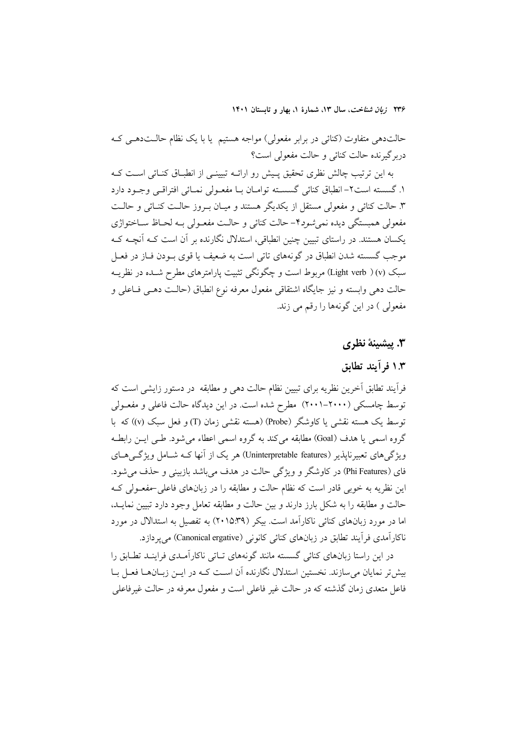حالت‌دهی متفاوت (کنائی در برابر مفعولی) مواجه هستیم یا با یک نظام حالت‌دهی که دربرگیرنده حالت کنائی و حالت مفعولی است؟

به این ترتیب چالش نظری تحقیق پیش رو ارائه تبیینی از انطباق کنائی است که ۱. گسسته است۲- انطباق کنائی گسسته توامان با مفعولی نمائی افتراقی وجود دارد ۳. حالت کنائی و مفعولی مستقل از یکدیگر هستند و میان بروز حالت کنائی و حالت مفعولی همبستگی دیده نمی‌شود۴- حالت کنائی و حالت مفعولی به لحاظ ساختواژی یکسان هستند. در راستای تبیین چنین انطباقی، استدلال نگارنده بر آن است که آنچه که موجب گسسته شدن انطباق در گونه‌های تاتی است به ضعیف یا قوی بودن فاز در فعل سبک (v) ( Light verb) مربوط است و چگونگی تثبیت پارامترهای مطرح شده در نظریه حالت دهی وابسته و نیز جایگاه اشتقاقی مفعول معرفه نوع انطباق (حالت دهی فاعلی و مفعولی ) در این گونه‌ها را رقم می زند.

## ۳. پیشینهٔ نظری

### ۱.۳ فرآیند تطابق

فرآیند تطابق آخرین نظریه برای تبیین نظام حالت دهی و مطابقه در دستور زایشی است که توسط چامسکی (۲۰۰۰-۲۰۰۱) مطرح شده است. در این دیدگاه حالت فاعلی و مفعولی توسط یک هسته نقشی یا کاوشگر (Probe) (هسته نقشی زمان (T) و فعل سبک (v)) که با گروه اسمی یا هدف (Goal) مطابقه می‌کند به گروه اسمی اعطاء می‌شود. طی این رابطه ویژگی‌های تعبیرناپذیر (Uninterpretable features) هر یک از آنها که شامل ویژگی‌های فای (Phi Features) در کاوشگر و ویژگی حالت در هدف می‌باشد بازبینی و حذف می‌شود. این نظریه به خوبی قادر است که نظام حالت و مطابقه را در زبان‌های فاعلی-مفعولی که حالت و مطابقه را به شکل بارز دارند و بین حالت و مطابقه تعامل وجود دارد تبیین نماید، اما در مورد زبان‌های کنائی ناکارآمد است. بیکر (۲۰۱۵:۳۹) به تفصیل به استدلال در مورد ناکارآمدی فرآیند تطابق در زبان‌های کنائی کانونی (Canonical ergative) می‌پردازد.

در این راستا زبان‌های کنائی گسسته مانند گونه‌های تاتی ناکارآمدی فرایند تطابق را بیش‌تر نمایان می‌سازند. نخستین استدلال نگارنده آن است که در این زبان‌ها فعل با فاعل متعدی زمان گذشته که در حالت غیر فاعلی است و مفعول معرفه در حالت غیرفاعلی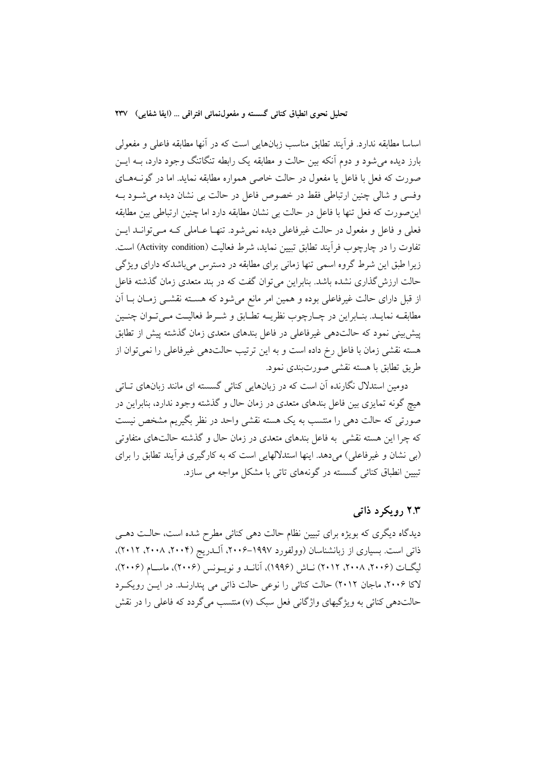اساسا مطابقه ندارد. فرآیند تطابق مناسب زبان‌هایی است که در آنها مطابقه فاعلی و مفعولی بارز دیده می‌شود و دوم آنکه بین حالت و مطابقه یک رابطه تنگاتنگ وجود دارد، بـه ایـن صورت که فعل با فاعل یا مفعول در حالت خاصی همواره مطابقه نماید. اما در گونـه‌هـای وفسی و شالی چنین ارتباطی فقط در خصوص فاعل در حالت بی نشان دیده می‌شـود بـه این‌صورت که فعل تنها با فاعل در حالت بی نشان مطابقه دارد اما چنین ارتباطی بین مطابقه فعلی و فاعل و مفعول در حالت غیرفاعلی دیده نمی‌شود. تنهـا عـاملی کـه مـی‌توانـد ایـن تفاوت را در چارچوب فرآیند تطابق تبیین نماید، شرط فعالیت (Activity condition) است. زیرا طبق این شرط گروه اسمی تنها زمانی برای مطابقه در دسترس می‌باشدکه دارای ویژگی حالت ارزش‌گذاری نشده باشد. بنابراین می‌توان گفت که در بند متعدی زمان گذشته فاعل از قبل دارای حالت غیرفاعلی بوده و همین امر مانع می‌شود که هسـته نقشـی زمـان بـا آن مطابقـه نمایـد. بنـابراین در چـارچوب نظریـه تطـابق و شـرط فعالیـت مـی‌تـوان چنـین پیش‌بینی نمود که حالت‌دهی غیرفاعلی در فاعل بندهای متعدی زمان گذشته پیش از تطابق هسته نقشی زمان با فاعل رخ داده است و به این ترتیب حالت‌دهی غیرفاعلی را نمی‌توان از طریق تطابق با هسته نقشی صورت‌بندی نمود.

دومین استدلال نگارنده آن است که در زبان‌هایی کنائی گسسته ای مانند زبان‌های تـاتی هیچ گونه تمایزی بین فاعل بندهای متعدی در زمان حال و گذشته وجود ندارد، بنابراین در صورتی که حالت دهی را منتسب به یک هسته نقشی واحد در نظر بگیریم مشخص نیست که چرا این هسته نقشی به فاعل بندهای متعدی در زمان حال و گذشته حالت‌های متفاوتی (بی نشان و غیرفاعلی) می‌دهد. اینها استدلالهایی است که به کارگیری فرآیند تطابق را برای تبیین انطباق کنائی گسسته در گونه‌های تاتی با مشکل مواجه می سازد.

## ۲.۳ رویکرد ذاتی

دیدگاه دیگری که بویژه برای تبیین نظام حالت دهی کنائی مطرح شده است، حالـت دهـی ذاتی است. بسیاری از زبانشناسان (وولفورد ۱۹۹۷–۲۰۰۶، آلـدریج (۲۰۰۴، ۲۰۰۸، ۲۰۱۲)، لیگـات (۲۰۰۶، ۲۰۰۸، ۲۰۱۲) نـاش (۱۹۹۶)، آنانـد و نویـونس (۲۰۰۶)، ماسـام (۲۰۰۶)، لاکا ۲۰۰۶، ماجان ۲۰۱۲) حالت کنائی را نوعی حالت ذاتی می پندارنـد. در ایـن رویکـرد حالت‌دهی کنائی به ویژگیهای واژگانی فعل سبک (v) منتسب می‌گردد که فاعلی را در نقش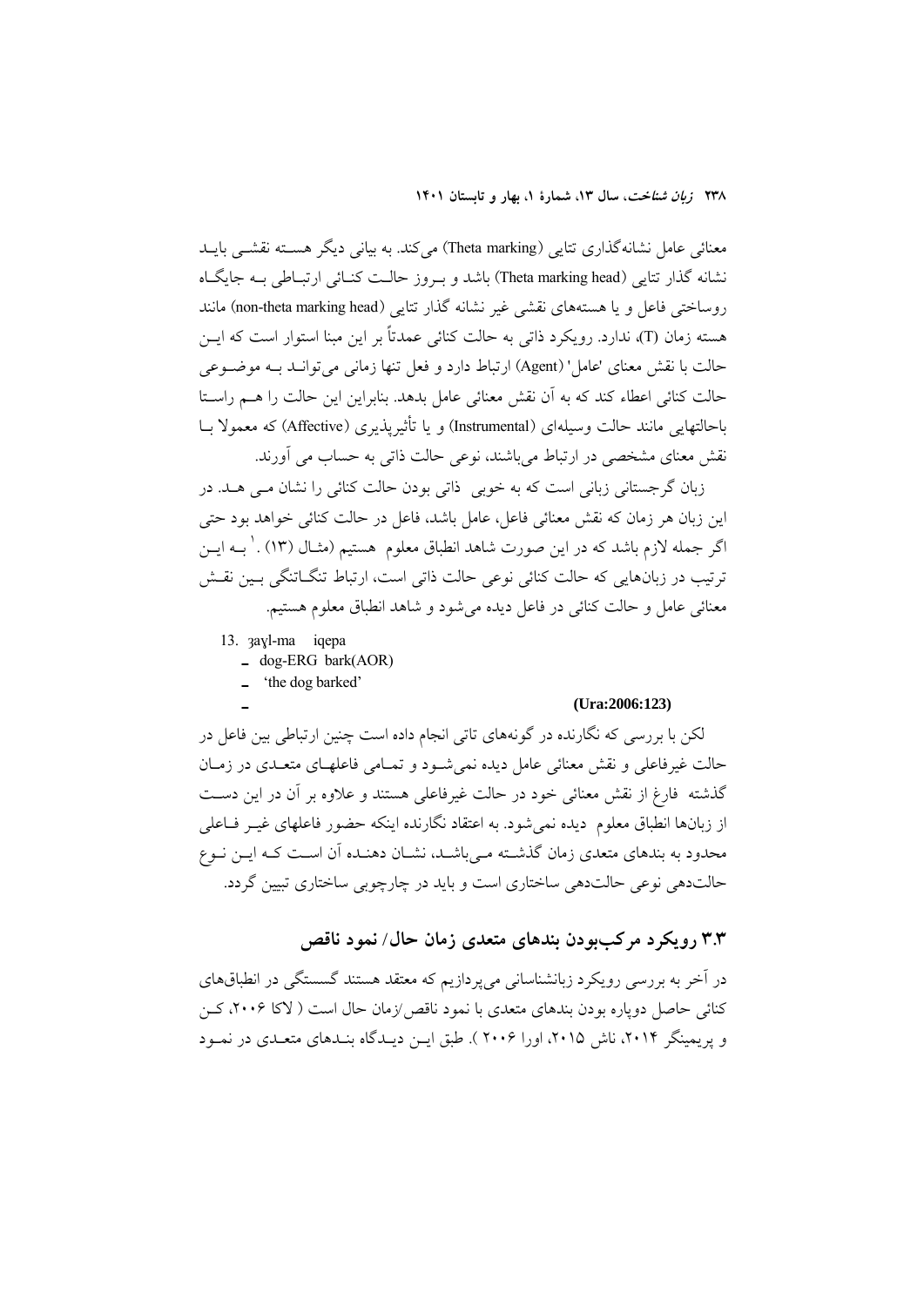معنائی عامل نشانه‌گذاری تتایی (Theta marking) می‌کند. به بیانی دیگر هسته نقشی باید نشانه گذار تتایی (Theta marking head) باشد و بروز حالت کنائی ارتباطی به جایگاه روساختی فاعل و یا هسته‌های نقشی غیر نشانه گذار تتایی (non-theta marking head) مانند هسته زمان (T)، ندارد. رویکرد ذاتی به حالت کنائی عمدتاً بر این مبنا استوار است که این حالت با نقش معنای 'عامل' (Agent) ارتباط دارد و فعل تنها زمانی می‌تواند به موضوعی حالت کنائی اعطاء کند که به آن نقش معنائی عامل بدهد. بنابراین این حالت را هم راستا باحالتهایی مانند حالت وسیله‌ای (Instrumental) و یا تأثیرپذیری (Affective) که معمولا با نقش معنای مشخصی در ارتباط می‌باشند، نوعی حالت ذاتی به حساب می آورند.

زبان گرجستانی زبانی است که به خوبی ذاتی بودن حالت کنائی را نشان می دهد. در این زبان هر زمان که نقش معنائی فاعل، عامل باشد، فاعل در حالت کنائی خواهد بود حتی اگر جمله لازم باشد که در این صورت شاهد انطباق معلوم هستیم (مثال (۱۳) .[1] به این ترتیب در زبان‌هایی که حالت کنائی نوعی حالت ذاتی است، ارتباط تنگاتنگی بین نقش معنائی عامل و حالت کنائی در فاعل دیده می‌شود و شاهد انطباق معلوم هستیم.

13. ʒaɣl-ma iqepa
- dog-ERG bark(AOR)
- 'the dog barked'

**(Ura:2006:123)**

لکن با بررسی که نگارنده در گونه‌های تاتی انجام داده است چنین ارتباطی بین فاعل در حالت غیرفاعلی و نقش معنائی عامل دیده نمی‌شود و تمامی فاعلهای متعدی در زمان گذشته فارغ از نقش معنائی خود در حالت غیرفاعلی هستند و علاوه بر آن در این دست از زبان‌ها انطباق معلوم دیده نمی‌شود. به اعتقاد نگارنده اینکه حضور فاعلهای غیر فاعلی محدود به بندهای متعدی زمان گذشته می‌باشد، نشان دهنده آن است که این نوع حالت‌دهی نوعی حالت‌دهی ساختاری است و باید در چارچوبی ساختاری تبیین گردد.

### ۳.۳ رویکرد مرکب‌بودن بندهای متعدی زمان حال/ نمود ناقص

در آخر به بررسی رویکرد زبانشناسانی می‌پردازیم که معتقد هستند گسستگی در انطباق‌های کنائی حاصل دوپاره بودن بندهای متعدی با نمود ناقص/زمان حال است ( لاکا ۲۰۰۶، کن و پریمینگر ۲۰۱۴، ناش ۲۰۱۵، اورا ۲۰۰۶ ). طبق این دیدگاه بندهای متعدی در نمود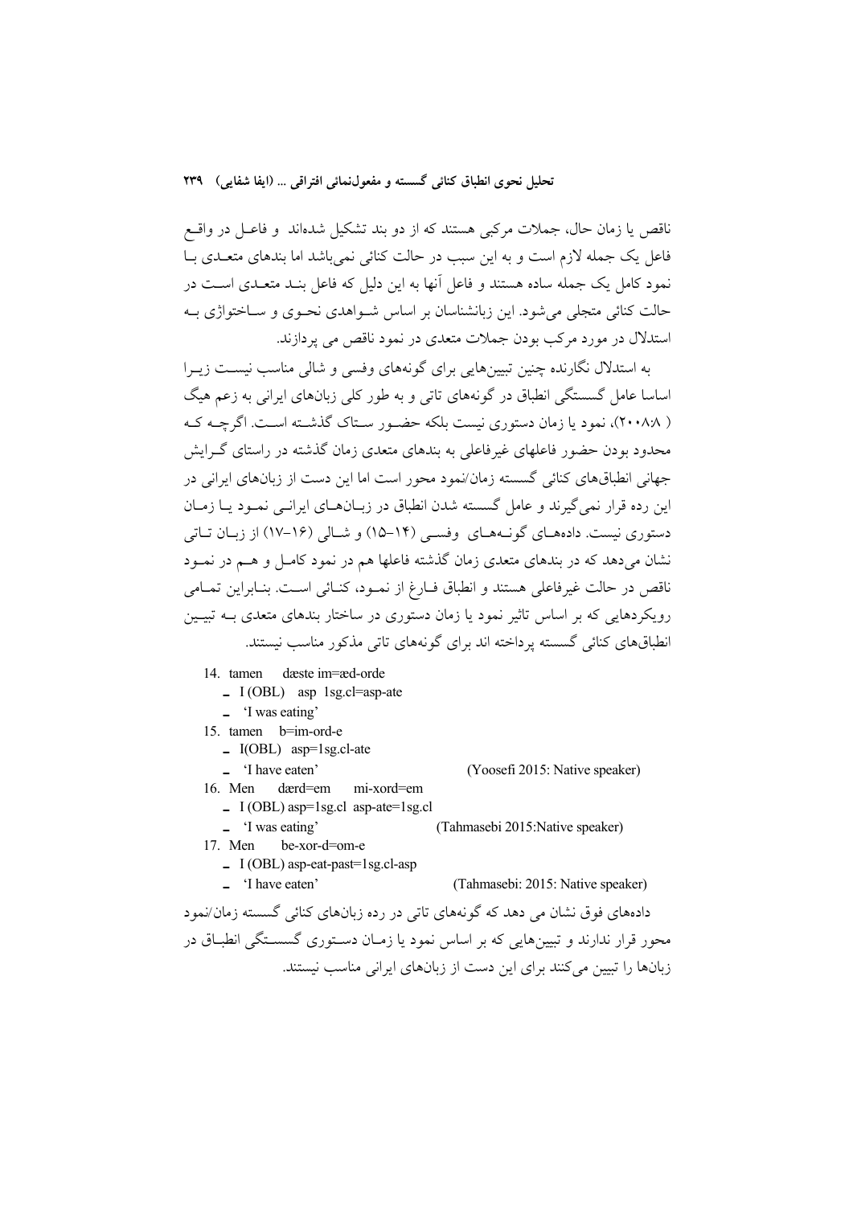ناقص یا زمان حال، جملات مرکبی هستند که از دو بند تشکیل شده‌اند و فاعـل در واقـع فاعل یک جمله لازم است و به این سبب در حالت کنائی نمی‌باشد اما بندهای متعـدی بـا نمود کامل یک جمله ساده هستند و فاعل آنها به این دلیل که فاعل بنـد متعـدی اسـت در حالت کنائی متجلی می‌شود. این زبانشناسان بر اساس شـواهدی نحـوی و سـاختواژی بـه استدلال در مورد مرکب بودن جملات متعدی در نمود ناقص می پردازند.

به استدلال نگارنده چنین تبیین‌هایی برای گونه‌های وفسی و شالی مناسب نیسـت زیـرا اساسا عامل گسستگی انطباق در گونه‌های تاتی و به طور کلی زبان‌های ایرانی به زعم هیگ (۲۰۰۸:۸)، نمود یا زمان دستوری نیست بلکه حضـور سـتاک گذشـته اسـت. اگرچـه کـه محدود بودن حضور فاعلهای غیرفاعلی به بندهای متعدی زمان گذشته در راستای گـرایش جهانی انطباق‌های کنائی گسسته زمان/نمود محور است اما این دست از زبان‌های ایرانی در این رده قرار نمی‌گیرند و عامل گسسته شدن انطباق در زبـان‌هـای ایرانـی نمـود یـا زمـان دستوری نیست. داده‌هـای گونـه‌هـای وفسـی (۱۴–۱۵) و شـالی (۱۶–۱۷) از زبـان تـاتی نشان می‌دهد که در بندهای متعدی زمان گذشته فاعلها هم در نمود کامـل و هـم در نمـود ناقص در حالت غیرفاعلی هستند و انطباق فـارغ از نمـود، کنـائی اسـت. بنـابراین تمـامی رویکردهایی که بر اساس تاثیر نمود یا زمان دستوری در ساختار بندهای متعدی بـه تبیـین انطباق‌های کنائی گسسته پرداخته اند برای گونه‌های تاتی مذکور مناسب نیستند.

14. tamen dæste im=æd-orde
   - I (OBL) asp 1sg.cl=asp-ate
   - 'I was eating'

15. tamen b=im-ord-e
   - I(OBL) asp=1sg.cl-ate
   - 'I have eaten' (Yoosefi 2015: Native speaker)

16. Men dærd=em mi-xord=em
   - I (OBL) asp=1sg.cl asp-ate=1sg.cl
   - 'I was eating' (Tahmasebi 2015:Native speaker)

17. Men be-xor-d=om-e
   - I (OBL) asp-eat-past=1sg.cl-asp
   - 'I have eaten' (Tahmasebi: 2015: Native speaker)

داده‌های فوق نشان می دهد که گونه‌های تاتی در رده زبان‌های کنائی گسسته زمان/نمود محور قرار ندارند و تبیین‌هایی که بر اساس نمود یا زمـان دسـتوری گسسـتگی انطبـاق در زبان‌ها را تبیین می‌کنند برای این دست از زبان‌های ایرانی مناسب نیستند.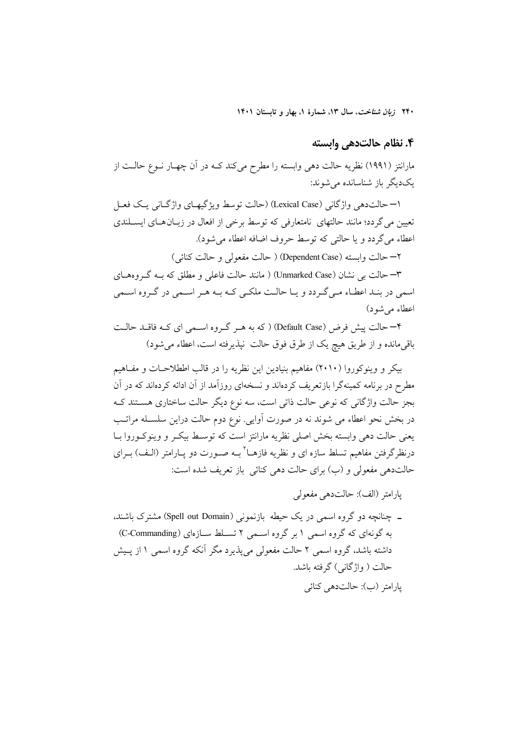## ۴. نظام حالت‌دهی وابسته

مارانتز (۱۹۹۱) نظریه حالت دهی وابسته را مطرح می‌کند کـه در آن چهـار نـوع حالـت از یک‌دیگر باز شناسانده می‌شوند:

۱– حالت‌دهی واژگانی (Lexical Case) (حالت توسط ویژگیهـای واژگـانی یـک فعـل تعیین می‌گردد؛ مانند حالتهای نامتعارفی که توسط برخی از افعال در زبـان‌هـای ایسـلندی اعطاء می‌گردد و یا حالتی که توسط حروف اضافه اعطاء می‌شود).

۲– حالت وابسته (Dependent Case) ( حالت مفعولی و حالت کنائی)

۳– حالت بی نشان (Unmarked Case) ( مانند حالت فاعلی و مطلق که بـه گـروه‌هـای اسمی در بنـد اعطـاء مـی‌گـردد و یـا حالـت ملکـی کـه بـه هـر اسـمی در گـروه اسـمی اعطاء می‌شود)

۴– حالت پیش فرض (Default Case) ( که به هـر گـروه اسـمی ای کـه فاقـد حالـت باقی‌مانده و از طریق هیچ یک از طرق فوق حالت نپذیرفته است، اعطاء می‌شود)

بیکر و وینوکوروا (۲۰۱۰) مفاهیم بنیادین این نظریه را در قالب اطلاحـات و مفـاهیم مطرح در برنامه کمینه‌گرا بازتعریف کرده‌اند و نسخه‌ای روزآمد از آن ادائه کرده‌اند که در آن بجز حالت واژگانی که نوعی حالت ذاتی است، سه نوع دیگر حالت ساختاری هسـتند کـه در بخش نحو اعطاء می شوند نه در صورت آوایی. نوع دوم حالت دراین سلسـله مراتـب یعنی حالت دهی وابسته بخش اصلی نظریه مارانتز است که توسـط بیکـر و وینوکـوروا بـا درنظرگرفتن مفاهیم تسلط سازه ای و نظریه فازهـا[۲] بـه صـورت دو پـارامتر (الـف) بـرای حالت‌دهی مفعولی و (ب) برای حالت دهی کنائی باز تعریف شده است:

پارامتر (الف): حالت‌دهی مفعولی

- چنانچه دو گروه اسمی در یک حیطه بازنمونی (Spell out Domain) مشترک باشند، به گونه‌ای که گروه اسمی ۱ بر گروه اسـمی ۲ تسـلط سـازه‌ای (C-Commanding) داشته باشد، گروه اسمی ۲ حالت مفعولی می‌پذیرد مگر آنکه گروه اسمی ۱ از پـیش حالت ( واژگانی) گرفته باشد.

پارامتر (ب): حالت‌دهی کنائی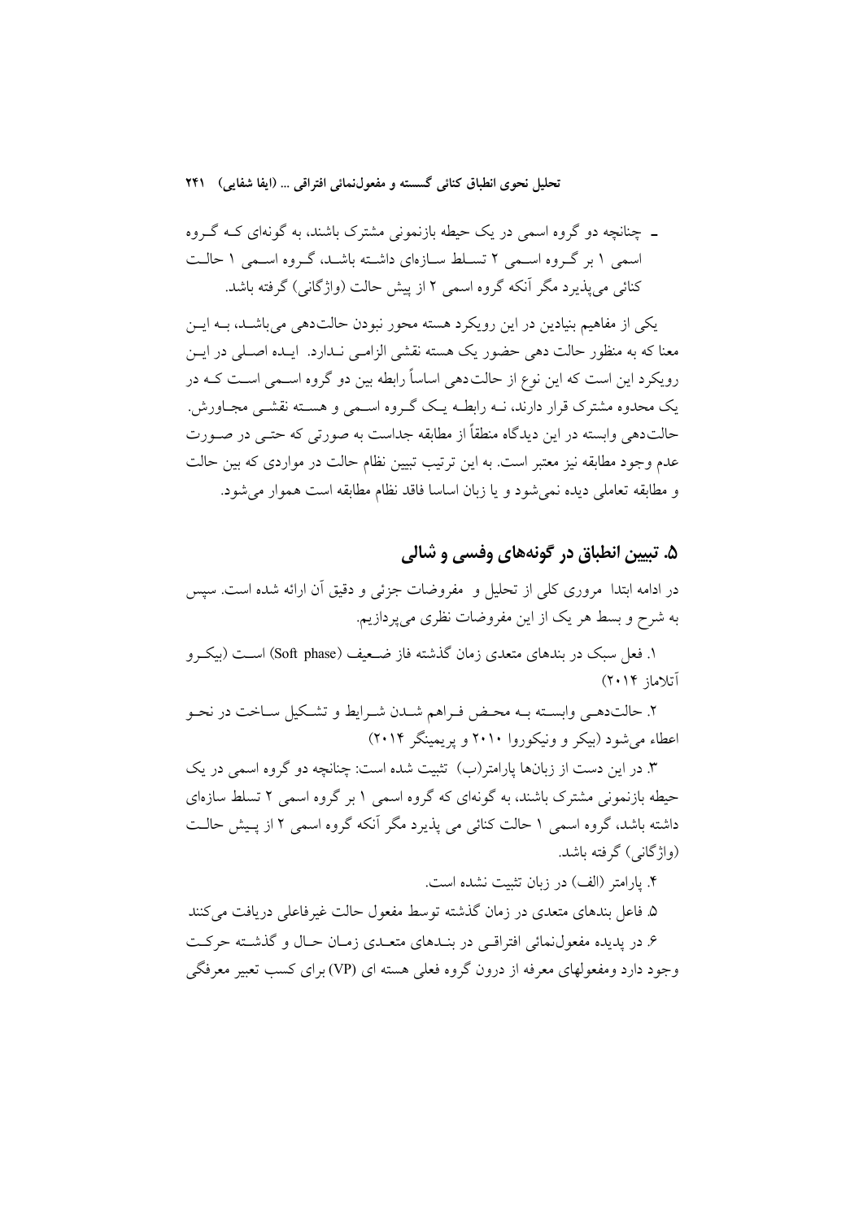ـ چنانچه دو گروه اسمی در یک حیطه بازنمونی مشترک باشند، به گونه‌ای کـه گـروه اسمی ۱ بر گـروه اسـمی ۲ تسـلط سـازه‌ای داشـته باشـد، گـروه اسـمی ۱ حالـت کنائی می‌پذیرد مگر آنکه گروه اسمی ۲ از پیش حالت (واژگانی) گرفته باشد.

یکی از مفاهیم بنیادین در این رویکرد هسته محور نبودن حالت‌دهی می‌باشـد، بـه ایـن معنا که به منظور حالت دهی حضور یک هسته نقشی الزامـی نـدارد. ایـده اصـلی در ایـن رویکرد این است که این نوع از حالت‌دهی اساساً رابطه بین دو گروه اسـمی اسـت کـه در یک محدوه مشترک قرار دارند، نـه رابطـه یـک گـروه اسـمی و هسـته نقشـی مجـاورش. حالت‌دهی وابسته در این دیدگاه منطقاً از مطابقه جداست به صورتی که حتـی در صـورت عدم وجود مطابقه نیز معتبر است. به این ترتیب تبیین نظام حالت در مواردی که بین حالت و مطابقه تعاملی دیده نمی‌شود و یا زبان اساسا فاقد نظام مطابقه است هموار می‌شود.

## ۵. تبیین انطباق در گونه‌های وفسی و شالی

در ادامه ابتدا مروری کلی از تحلیل و مفروضات جزئی و دقیق آن ارائه شده است. سپس به شرح و بسط هر یک از این مفروضات نظری می‌پردازیم.

۱. فعل سبک در بندهای متعدی زمان گذشته فاز ضـعیف (Soft phase) اسـت (بیکـرو آتلاماز ۲۰۱۴)

۲. حالت‌دهـی وابسـته بـه محـض فـراهم شـدن شـرایط و تشـکیل سـاخت در نحـو اعطاء می‌شود (بیکر و ونیکوروا ۲۰۱۰ و پریمینگر ۲۰۱۴)

۳. در این دست از زبان‌ها پارامتر(ب) تثبیت شده است: چنانچه دو گروه اسمی در یک حیطه بازنمونی مشترک باشند، به گونه‌ای که گروه اسمی ۱ بر گروه اسمی ۲ تسلط سازه‌ای داشته باشد، گروه اسمی ۱ حالت کنائی می پذیرد مگر آنکه گروه اسمی ۲ از پـیش حالـت (واژگانی) گرفته باشد.

۴. پارامتر (الف) در زبان تثبیت نشده است.

۵. فاعل بندهای متعدی در زمان گذشته توسط مفعول حالت غیرفاعلی دریافت می‌کنند

۶. در پدیده مفعول‌نمائی افتراقـی در بنـدهای متعـدی زمـان حـال و گذشـته حرکـت وجود دارد ومفعولهای معرفه از درون گروه فعلی هسته ای (VP) برای کسب تعبیر معرفگی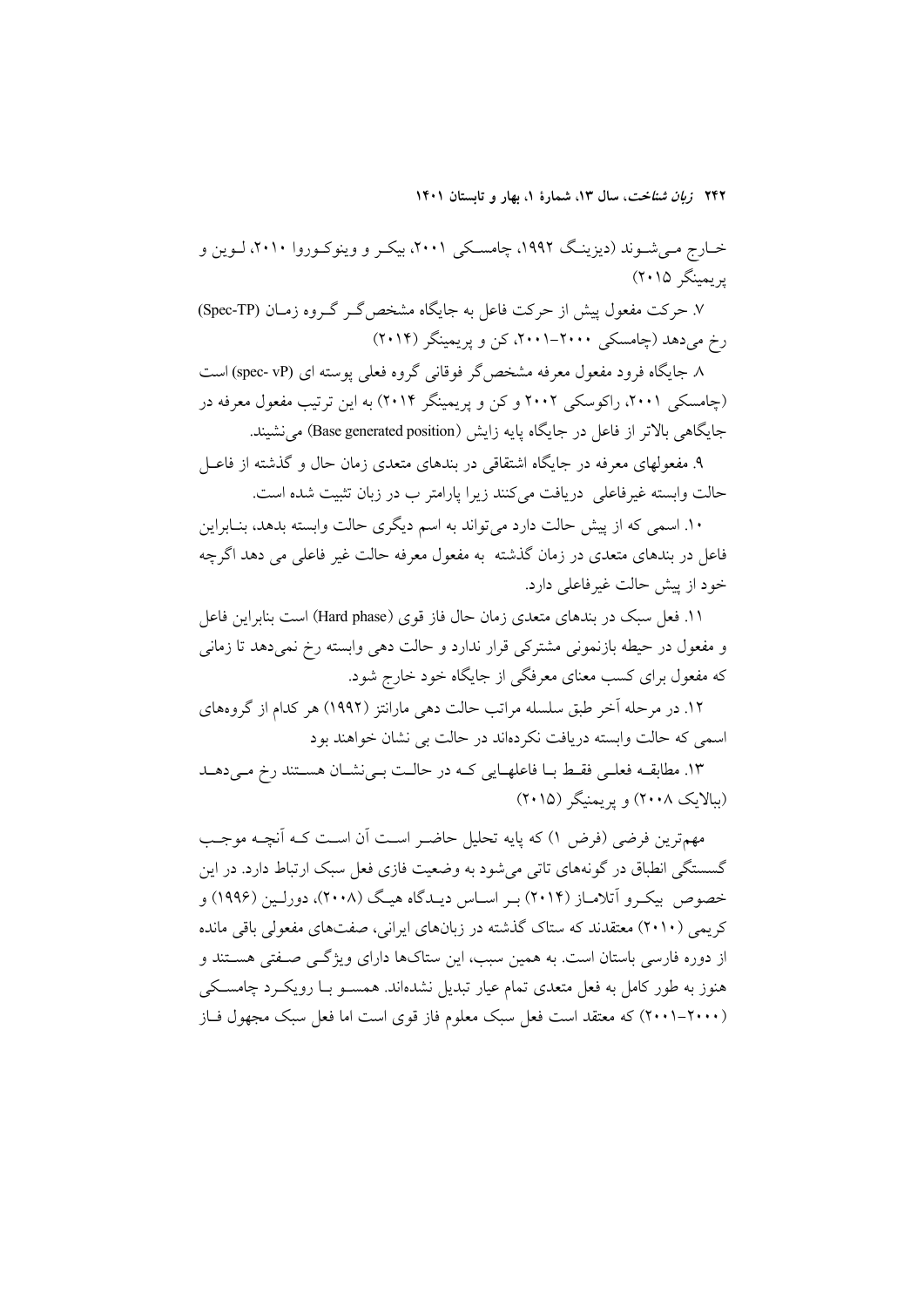خـارج مـی‌شـوند (دیزینـگ ۱۹۹۲، چامسـکی ۲۰۰۱، بیکـر و وینوکـوروا ۲۰۱۰، لـوین و پریمینگر ۲۰۱۵)

۷. حرکت مفعول پیش از حرکت فاعل به جایگاه مشخص‌گـر گـروه زمـان (Spec-TP) رخ می‌دهد (چامسکی ۲۰۰۰-۲۰۰۱، کن و پریمینگر (۲۰۱۴)

۸. جایگاه فرود مفعول معرفه مشخص‌گر فوقانی گروه فعلی پوسته ای (spec- vP) است (چامسکی ۲۰۰۱، راکوسکی ۲۰۰۲ و کن و پریمینگر ۲۰۱۴) به این ترتیب مفعول معرفه در جایگاهی بالاتر از فاعل در جایگاه پایه زایش (Base generated position) می‌نشیند.

۹. مفعولهای معرفه در جایگاه اشتقاقی در بندهای متعدی زمان حال و گذشته از فاعـل حالت وابسته غیرفاعلی دریافت می‌کنند زیرا پارامتر ب در زبان تثبیت شده است.

۱۰. اسمی که از پیش حالت دارد می‌تواند به اسم دیگری حالت وابسته بدهد، بنـابراین فاعل در بندهای متعدی در زمان گذشته به مفعول معرفه حالت غیر فاعلی می دهد اگرچه خود از پیش حالت غیرفاعلی دارد.

۱۱. فعل سبک در بندهای متعدی زمان حال فاز قوی (Hard phase) است بنابراین فاعل و مفعول در حیطه بازنمونی مشترکی قرار ندارد و حالت دهی وابسته رخ نمی‌دهد تا زمانی که مفعول برای کسب معنای معرفگی از جایگاه خود خارج شود.

۱۲. در مرحله آخر طبق سلسله مراتب حالت دهی مارانتز (۱۹۹۲) هر کدام از گروه‌های اسمی که حالت وابسته دریافت نکرده‌اند در حالت بی نشان خواهند بود

۱۳. مطابقـه فعلـی فقـط بـا فاعلهـایی کـه در حالـت بـی‌نشـان هسـتند رخ مـی‌دهـد (ببالایک ۲۰۰۸) و پریمنیگر (۲۰۱۵)

مهم‌ترین فرضی (فرض ۱) که پایه تحلیل حاضـر اسـت آن اسـت کـه آنچـه موجـب گسستگی انطباق در گونه‌های تاتی می‌شود به وضعیت فازی فعل سبک ارتباط دارد. در این خصوص بیکـرو آتالامـاز (۲۰۱۴) بـر اسـاس دیـدگاه هیـگ (۲۰۰۸)، دورلـین (۱۹۹۶) و کریمی (۲۰۱۰) معتقدند که ستاک گذشته در زبان‌های ایرانی، صفت‌های مفعولی باقی مانده از دوره فارسی باستان است. به همین سبب، این ستاک‌ها دارای ویژگـی صـفتی هسـتند و هنوز به طور کامل به فعل متعدی تمام عیار تبدیل نشده‌اند. همسـو بـا رویکـرد چامسـکی (۲۰۰۰-۲۰۰۱) که معتقد است فعل سبک معلوم فاز قوی است اما فعل سبک مجهول فـاز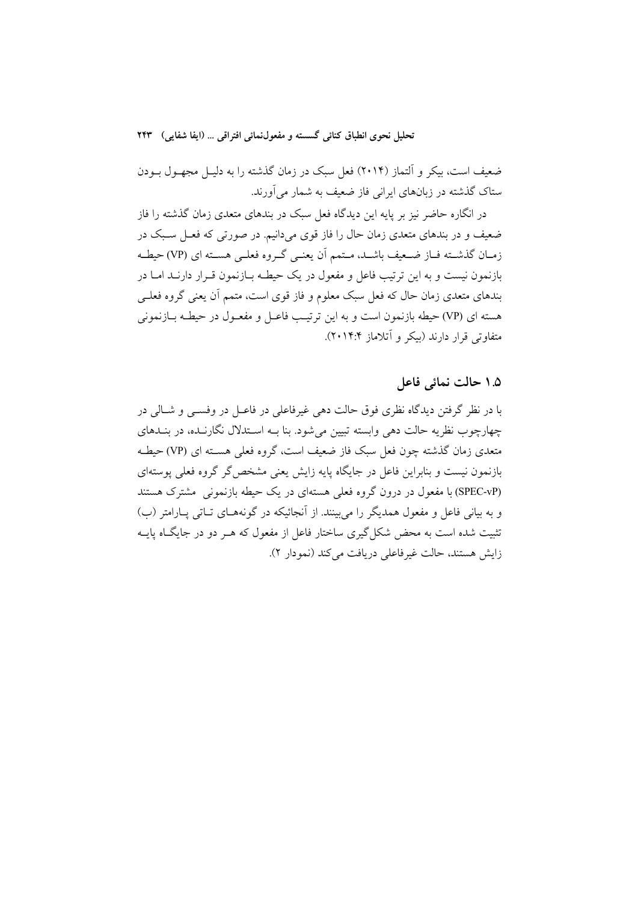ضعیف است، بیکر و آلتماز (۲۰۱۴) فعل سبک در زمان گذشته را به دلیـل مجهـول بـودن ستاک گذشته در زبان‌های ایرانی فاز ضعیف به شمار می‌آورند.

در انگاره حاضر نیز بر پایه این دیدگاه فعل سبک در بندهای متعدی زمان گذشته را فاز ضعیف و در بندهای متعدی زمان حال را فاز قوی می‌دانیم. در صورتی که فعـل سـبک در زمـان گذشـته فـاز ضـعیف باشـد، مـتمم آن یعنـی گـروه فعلـی هسـته ای (VP) حیطـه بازنمون نیست و به این ترتیب فاعل و مفعول در یک حیطـه بـازنمون قـرار دارنـد امـا در بندهای متعدی زمان حال که فعل سبک معلوم و فاز قوی است، متمم آن یعنی گروه فعلـی هسته ای (VP) حیطه بازنمون است و به این ترتیـب فاعـل و مفعـول در حیطـه بـازنمونی متفاوتی قرار دارند (بیکر و آتاماز ۲۰۱۴:۴).

## ۱.۵ حالت نمائی فاعل

با در نظر گرفتن دیدگاه نظری فوق حالت دهی غیرفاعلی در فاعـل در وفسـی و شـالی در چهارچوب نظریه حالت دهی وابسته تبیین می‌شود. بنا بـه اسـتدلال نگارنـده، در بنـدهای متعدی زمان گذشته چون فعل سبک فاز ضعیف است، گروه فعلی هسـته ای (VP) حیطـه بازنمون نیست و بنابراین فاعل در جایگاه پایه زایش یعنی مشخص‌گر گروه فعلی پوسته‌ای (SPEC-vP) با مفعول در درون گروه فعلی هسته‌ای در یک حیطه بازنمونی مشترک هستند و به بیانی فاعل و مفعول همدیگر را می‌بینند. از آنجائیکه در گونه‌هـای تـاتی پـارامتر (ب) تثبیت شده است به محض شکل‌گیری ساختار فاعل از مفعول که هـر دو در جایگـاه پایـه زایش هستند، حالت غیرفاعلی دریافت می‌کند (نمودار ۲).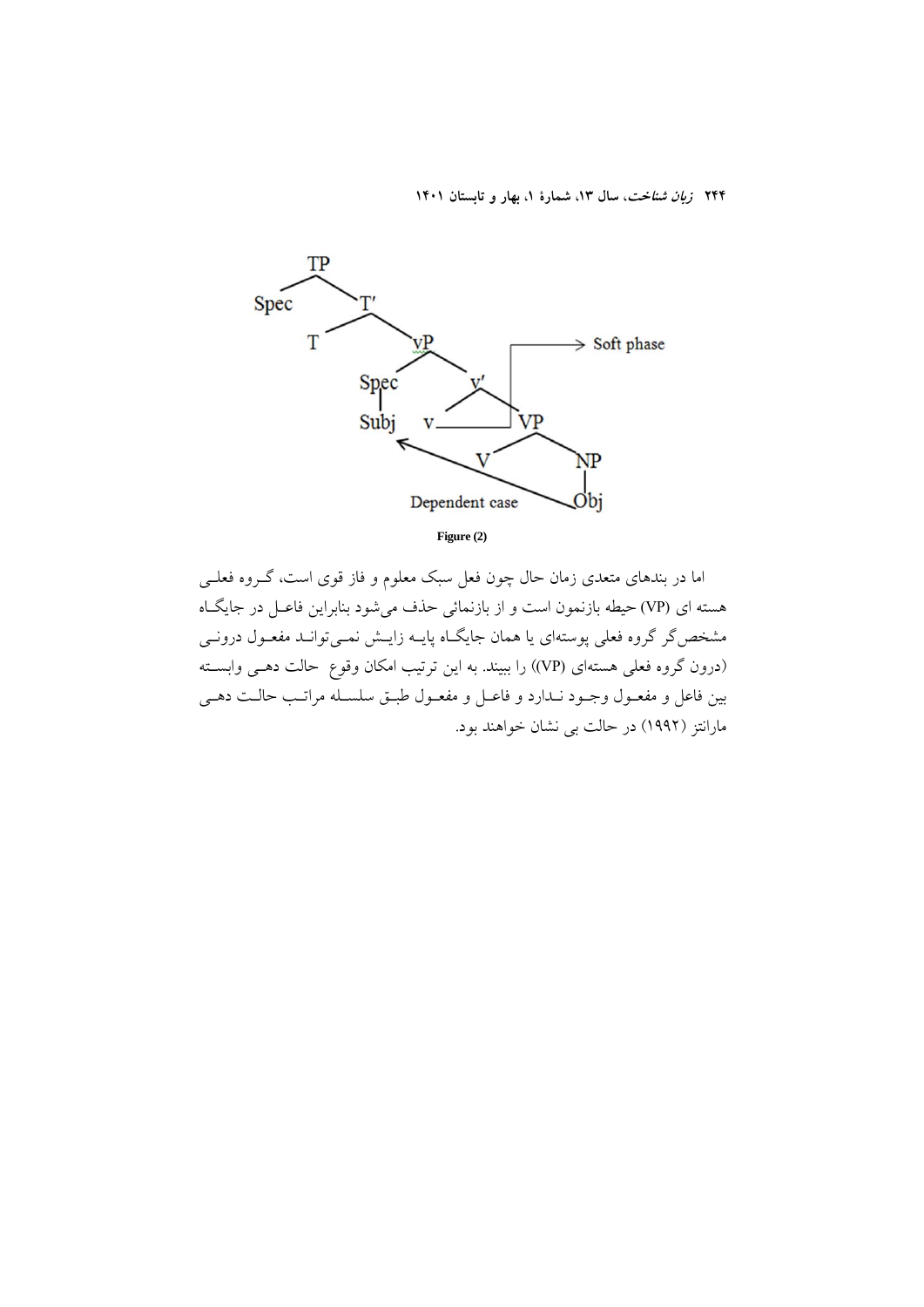Figure (2)

اما در بندهای متعدی زمان حال چون فعل سبک معلوم و فاز قوی است، گـروه فعلـی هسته ای (VP) حیطه بازنمون است و از بازنمائی حذف می‌شود بنابراین فاعـل در جایگـاه مشخص‌گر گروه فعلی پوسته‌ای یا همان جایگـاه پایـه زایـش نمـی‌توانـد مفعـول درونـی (درون گروه فعلی هسته‌ای (VP)) را ببیند. به این ترتیب امکان وقوع حالت دهـی وابسـته بین فاعل و مفعـول وجـود نـدارد و فاعـل و مفعـول طبـق سلسـله مراتـب حالـت دهـی مارانتز (۱۹۹۲) در حالت بی نشان خواهند بود.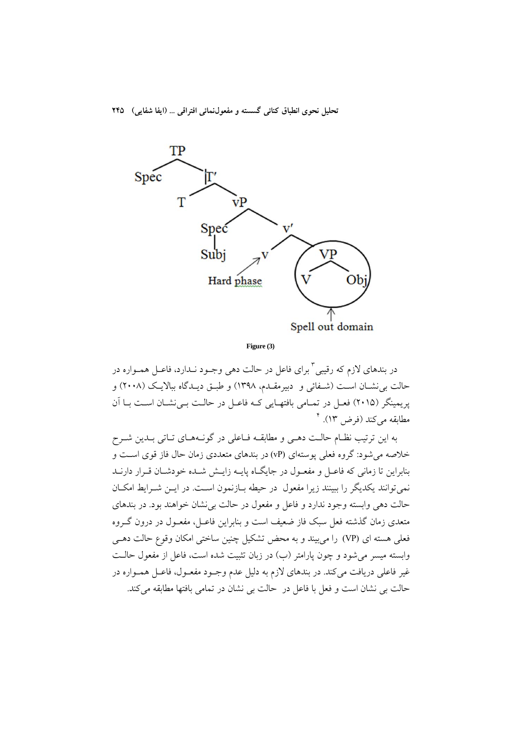TP
Spec T′
T vP
Spec v′
Subj v VP
Hard phase V Obj
Spell out domain

**Figure (3)**

در بندهای لازم که رقیبی[3] برای فاعل در حالت دهی وجود ندارد، فاعل همواره در حالت بی‌نشان است (شفائی و دبیرمقدم، ۱۳۹۸) و طبق دیدگاه بیالایک (۲۰۰۸) و پریمینگر (۲۰۱۵) فعل در تمامی بافتهایی که فاعل در حالت بی‌نشان است با آن مطابقه می‌کند (فرض ۱۳). [4]

به این ترتیب نظام حالت دهی و مطابقه فاعلی در گونه‌های تاتی بدین شرح خلاصه می‌شود: گروه فعلی پوسته‌ای (vP) در بندهای متعددی زمان حال فاز قوی است و بنابراین تا زمانی که فاعل و مفعول در جایگاه پایه زایش شده خودشان قرار دارند نمی‌توانند یکدیگر را ببینند زیرا مفعول در حیطه بازنمون است. در این شرایط امکان حالت دهی وابسته وجود ندارد و فاعل و مفعول در حالت بی‌نشان خواهند بود. در بندهای متعدی زمان گذشته فعل سبک فاز ضعیف است و بنابراین فاعل، مفعول در درون گروه فعلی هسته ای (VP) را می‌بیند و به محض تشکیل چنین ساختی امکان وقوع حالت دهی وابسته میسر می‌شود و چون پارامتر (ب) در زبان تثبیت شده است، فاعل از مفعول حالت غیر فاعلی دریافت می‌کند. در بندهای لازم به دلیل عدم وجود مفعول، فاعل همواره در حالت بی نشان است و فعل با فاعل در حالت بی نشان در تمامی بافتها مطابقه می‌کند.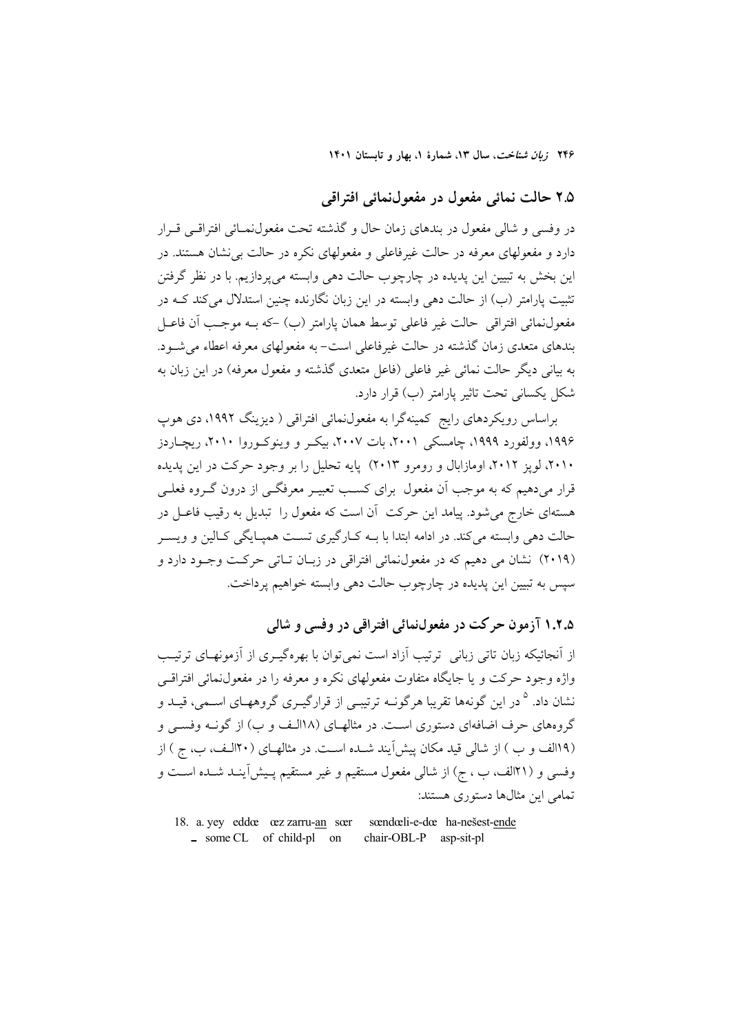## ۲.۵ حالت نمائی مفعول در مفعول‌نمائی افتراقی

در وفسی و شالی مفعول در بندهای زمان حال و گذشته تحت مفعول‌نمـائی افتراقـی قـرار دارد و مفعولهای معرفه در حالت غیرفاعلی و مفعولهای نکره در حالت بی‌نشان هستند. در این بخش به تبیین این پدیده در چارچوب حالت دهی وابسته می‌پردازیم. با در نظر گرفتن تثبیت پارامتر (ب) از حالت دهی وابسته در این زبان نگارنده چنین استدلال می‌کند کـه در مفعول‌نمائی افتراقی حالت غیر فاعلی توسط همان پارامتر (ب) -که بـه موجـب آن فاعـل بندهای متعدی زمان گذشته در حالت غیرفاعلی است- به مفعولهای معرفه اعطاء می‌شـود. به بیانی دیگر حالت نمائی غیر فاعلی (فاعل متعدی گذشته و مفعول معرفه) در این زبان به شکل یکسانی تحت تاثیر پارامتر (ب) قرار دارد.

براساس رویکردهای رایج کمینه‌گرا به مفعول‌نمائی افتراقی ( دیزینگ ۱۹۹۲، دی هوپ ۱۹۹۶، وولفورد ۱۹۹۹، چامسکی ۲۰۰۱، بات ۲۰۰۷، بیکـر و وینوکـوروا ۲۰۱۰، ریچـاردز ۲۰۱۰، لوپز ۲۰۱۲، اومازابال و رومرو ۲۰۱۳) پایه تحلیل را بر وجود حرکت در این پدیده قرار می‌دهیم که به موجب آن مفعول برای کسـب تعبیـر معرفگـی از درون گـروه فعلـی هسته‌ای خارج می‌شود. پیامد این حرکت آن است که مفعول را تبدیل به رقیب فاعـل در حالت دهی وابسته می‌کند. در ادامه ابتدا با بـه کـارگیری تسـت همپـایگی کـالین و ویسـر (۲۰۱۹) نشان می دهیم که در مفعول‌نمائی افتراقی در زبـان تـاتی حرکـت وجـود دارد و سپس به تبیین این پدیده در چارچوب حالت دهی وابسته خواهیم پرداخت.

### ۱.۲.۵ آزمون حرکت در مفعول‌نمائی افتراقی در وفسی و شالی

از آنجائیکه زبان تاتی زبانی ترتیب آزاد است نمی‌توان با بهره‌گیـری از آزمونهـای ترتیـب واژه وجود حرکت و یا جایگاه متفاوت مفعولهای نکره و معرفه را در مفعول‌نمائی افتراقـی نشان داد. [5] در این گونه‌ها تقریبا هرگونـه ترتیبـی از قرارگیـری گروههـای اسـمی، قیـد و گروه‌های حرف اضافه‌ای دستوری اسـت. در مثالهـای (۱۸الـف و ب) از گونـه وفسـی و (۱۹الف و ب ) از شالی قید مکان پیش‌آیند شـده اسـت. در مثالهـای (۲۰الـف، ب، ج ) از وفسی و (۲۱الف، ب ، ج) از شالی مفعول مستقیم و غیر مستقیم پـیش‌آینـد شـده اسـت و تمامی این مثالها دستوری هستند:

18. a. yey eddœ œz zarru-an sœr sœndœli-e-dœ ha-nešest-ende
 _ some CL of child-pl on chair-OBL-P asp-sit-pl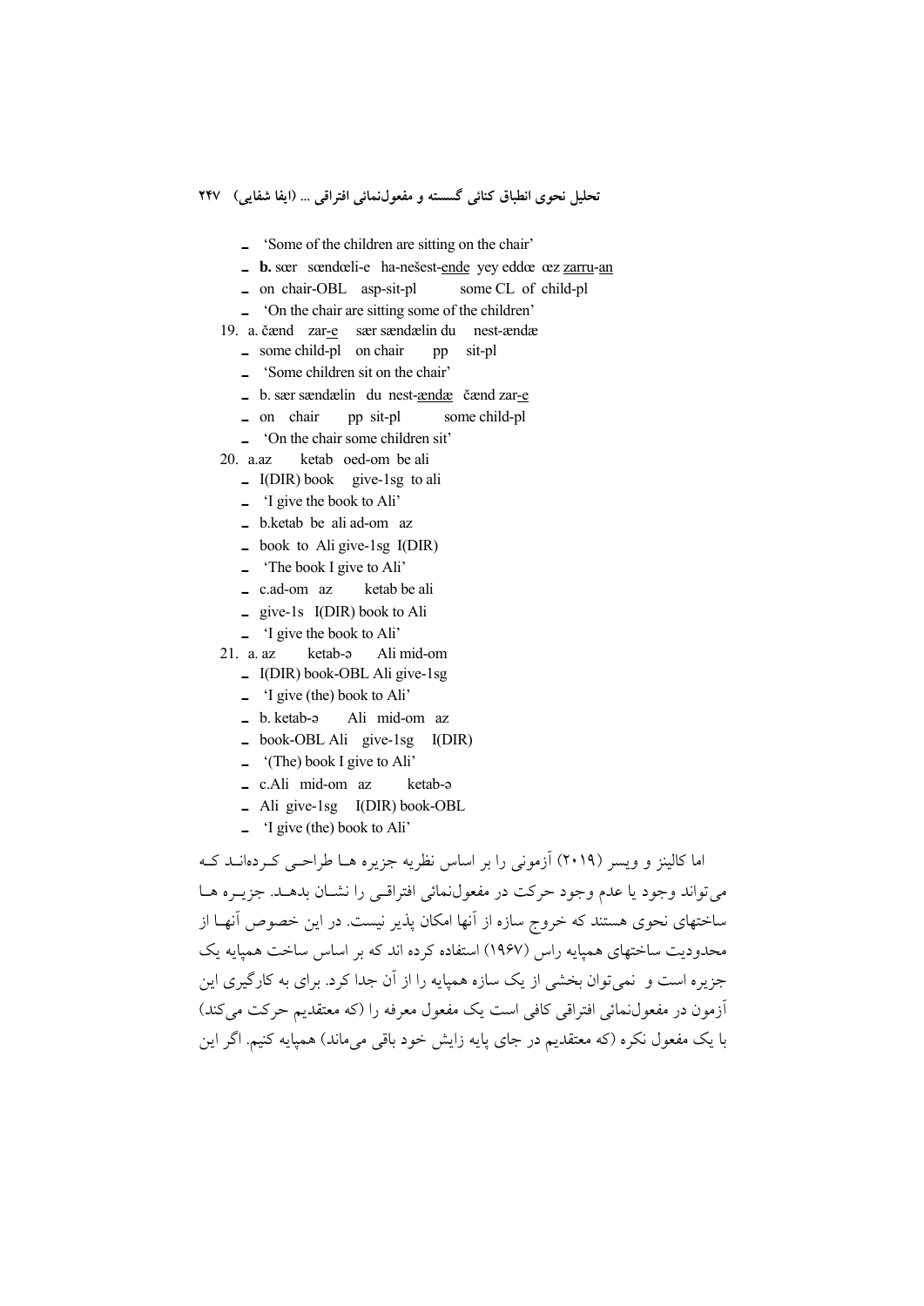- 'Some of the children are sitting on the chair'
- **b.** sær sændæli-e ha-nešest-<u>ende</u> yey eddæ æz <u>zarru-an</u>
- on chair-OBL asp-sit-pl some CL of child-pl
- 'On the chair are sitting some of the children'

19. a. čænd zar-<u>e</u> sær sændælin du nest-ændæ
- some child-pl on chair pp sit-pl
- 'Some children sit on the chair'
- b. sær sændælin du nest-<u>ændæ</u> čænd zar-<u>e</u>
- on chair pp sit-pl some child-pl
- 'On the chair some children sit'

20. a.az ketab oed-om be ali
- I(DIR) book give-1sg to ali
- 'I give the book to Ali'
- b.ketab be ali ad-om az
- book to Ali give-1sg I(DIR)
- 'The book I give to Ali'
- c.ad-om az ketab be ali
- give-1s I(DIR) book to Ali
- 'I give the book to Ali'

21. a. az ketab-ə Ali mid-om
- I(DIR) book-OBL Ali give-1sg
- 'I give (the) book to Ali'
- b. ketab-ə Ali mid-om az
- book-OBL Ali give-1sg I(DIR)
- '(The) book I give to Ali'
- c.Ali mid-om az ketab-ə
- Ali give-1sg I(DIR) book-OBL
- 'I give (the) book to Ali'

اما کالینز و ویسر (۲۰۱۹) آزمونی را بر اساس نظریه جزیره ها طراحی کرده‌اند که می‌تواند وجود یا عدم وجود حرکت در مفعول‌نمائی افتراقی را نشان بدهد. جزیره ها ساختهای نحوی هستند که خروج سازه از آنها امکان پذیر نیست. در این خصوص آنها از محدودیت ساختهای همپایه راس (۱۹۶۷) استفاده کرده اند که بر اساس ساخت همپایه یک جزیره است و نمی‌توان بخشی از یک سازه همپایه را از آن جدا کرد. برای به کارگیری این آزمون در مفعول‌نمائی افتراقی کافی است یک مفعول معرفه را (که معتقدیم حرکت می‌کند) با یک مفعول نکره (که معتقدیم در جای پایه زایش خود باقی می‌ماند) همپایه کنیم. اگر این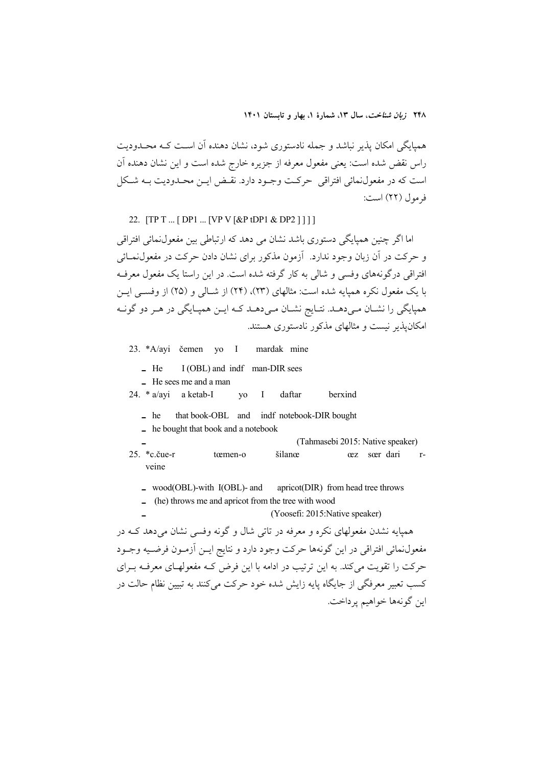همپایگی امکان پذیر نباشد و جمله نادستوری شود، نشان دهنده آن اسـت کـه محـدودیت راس نقض شده است: یعنی مفعول معرفه از جزیره خارج شده است و این نشان دهنده آن است که در مفعول‌نمائی افتراقی حرکـت وجـود دارد. نقـض ایـن محـدودیت بـه شـکل فرمول (۲۲) است:

22. [TP T ... [ DP1 ... [VP V [&P tDP1 & DP2 ] ] ] ]

اما اگر چنین همپایگی دستوری باشد نشان می دهد که ارتباطی بین مفعول‌نمائی افتراقی و حرکت در آن زبان وجود ندارد. آزمون مذکور برای نشان دادن حرکت در مفعول‌نمـائی افتراقی درگونه‌های وفسی و شالی به کار گرفته شده است. در این راستا یک مفعول معرفـه با یک مفعول نکره همپایه شده است: مثالهای (۲۳)، (۲۴) از شـالی و (۲۵) از وفسـی ایـن همپایگی را نشـان مـی‌دهـد. نتـایج نشـان مـی‌دهـد کـه ایـن همپـایگی در هـر دو گونـه امکان‌پذیر نیست و مثالهای مذکور نادستوری هستند.

23. *A/ayi čemen yo I mardak mine

- He I (OBL) and indf man-DIR sees
- He sees me and a man

24. * a/ayi a ketab-I yo I daftar berxind

- he that book-OBL and indf notebook-DIR bought
- he bought that book and a notebook
- (Tahmasebi 2015: Native speaker)

25. *c.čue-r tœmen-o šilanœ œz sœr dari r-veine

- wood(OBL)-with I(OBL)- and apricot(DIR) from head tree throws
- (he) throws me and apricot from the tree with wood
- (Yoosefi: 2015:Native speaker)

همپایه نشدن مفعولهای نکره و معرفه در تاتی شال و گونه وفسی نشان می‌دهد کـه در مفعول‌نمائی افتراقی در این گونه‌ها حرکت وجود دارد و نتایج ایـن آزمـون فرضـیه وجـود حرکت را تقویت می‌کند. به این ترتیب در ادامه با این فرض کـه مفعولهـای معرفـه بـرای کسب تعبیر معرفگی از جایگاه پایه زایش شده خود حرکت می‌کنند به تبیین نظام حالت در این گونه‌ها خواهیم پرداخت.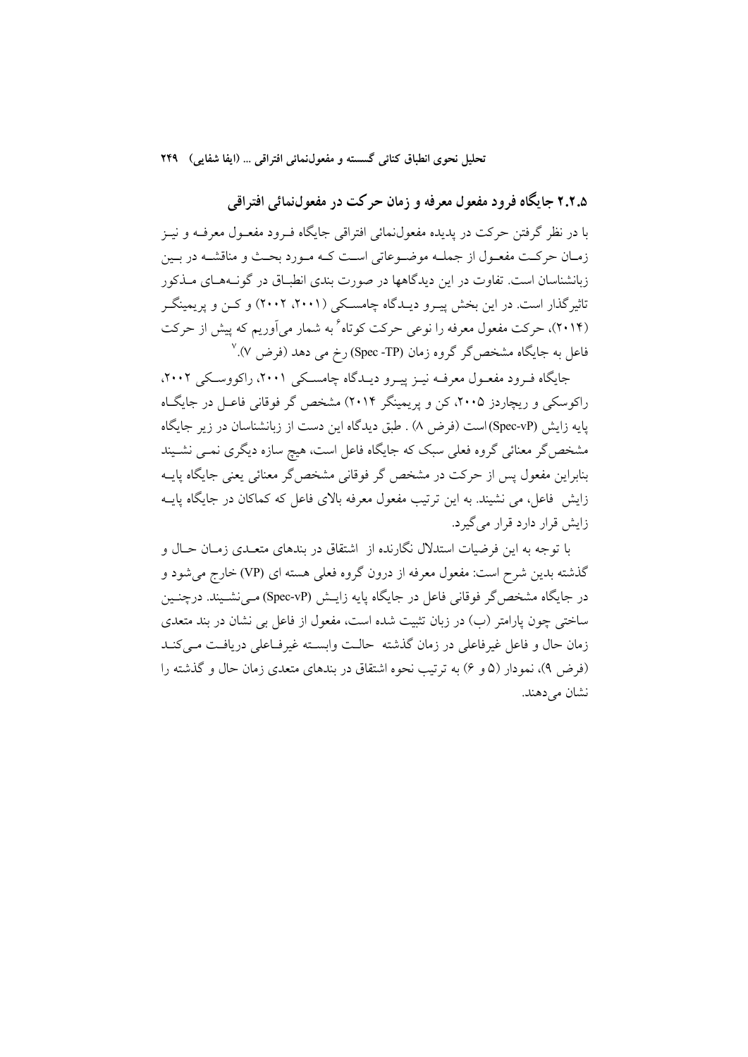## ۲.۲.۵ جایگاه فرود مفعول معرفه و زمان حرکت در مفعول‌نمائی افتراقی

با در نظر گرفتن حرکت در پدیده مفعول‌نمائی افتراقی جایگاه فرود مفعول معرفه و نیز زمان حرکت مفعول از جمله موضوعاتی است که مورد بحث و مناقشه در بین زبانشناسان است. تفاوت در این دیدگاهها در صورت بندی انطباق در گونه‌های مذکور تاثیرگذار است. در این بخش پیرو دیدگاه چامسکی (۲۰۰۱، ۲۰۰۲) و کن و پریمینگر (۲۰۱۴)، حرکت مفعول معرفه را نوعی حرکت کوتاه[۶] به شمار می‌آوریم که پیش از حرکت فاعل به جایگاه مشخص‌گر گروه زمان (Spec -TP) رخ می دهد (فرض ۷).[۷]

جایگاه فرود مفعول معرفه نیز پیرو دیدگاه چامسکی ۲۰۰۱، راکووسکی ۲۰۰۲، راکوسکی و ریچاردز ۲۰۰۵، کن و پریمینگر ۲۰۱۴) مشخص گر فوقانی فاعل در جایگاه پایه زایش (Spec-vP) است (فرض ۸) . طبق دیدگاه این دست از زبانشناسان در زیر جایگاه مشخص‌گر معنائی گروه فعلی سبک که جایگاه فاعل است، هیچ سازه دیگری نمی نشیند بنابراین مفعول پس از حرکت در مشخص گر فوقانی مشخص‌گر معنائی یعنی جایگاه پایه زایش فاعل، می نشیند. به این ترتیب مفعول معرفه بالای فاعل که کماکان در جایگاه پایه زایش قرار دارد قرار می‌گیرد.

با توجه به این فرضیات استدلال نگارنده از اشتقاق در بندهای متعدی زمان حال و گذشته بدین شرح است: مفعول معرفه از درون گروه فعلی هسته ای (VP) خارج می‌شود و در جایگاه مشخص‌گر فوقانی فاعل در جایگاه پایه زایش (Spec-vP) می‌نشیند. درچنین ساختی چون پارامتر (ب) در زبان تثبیت شده است، مفعول از فاعل بی نشان در بند متعدی زمان حال و فاعل غیرفاعلی در زمان گذشته حالت وابسته غیرفاعلی دریافت می‌کند (فرض ۹)، نمودار (۵ و ۶) به ترتیب نحوه اشتقاق در بندهای متعدی زمان حال و گذشته را نشان می‌دهند.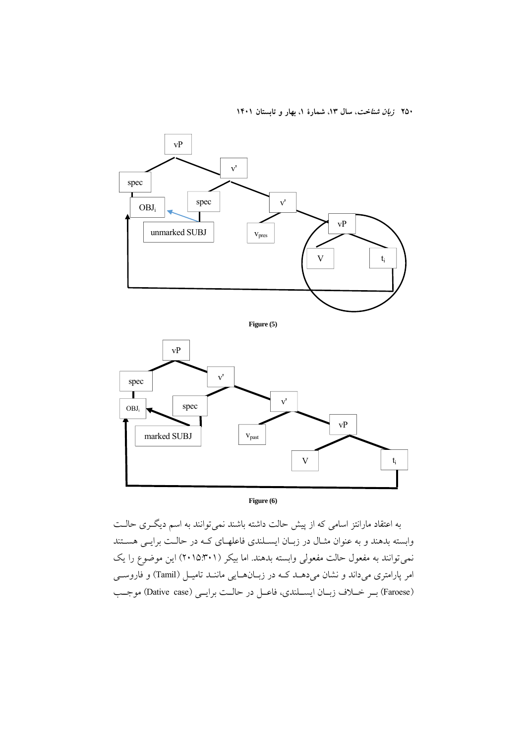Figure (5)

Figure (6)

به اعتقاد مارانتز اسامی که از پیش حالت داشته باشند نمی‌توانند به اسم دیگری حالت وابسته بدهند و به عنوان مثال در زبان ایسلندی فاعلهای که در حالت برایی هستند نمی‌توانند به مفعول حالت مفعولی وابسته بدهند. اما بیکر (۲۰۱۵:۳۰۱) این موضوع را یک امر پارامتری می‌داند و نشان می‌دهد که در زبان‌هایی مانند تامیل (Tamil) و فاروسی (Faroese) بر خلاف زبان ایسلندی، فاعل در حالت برایی (Dative case) موجب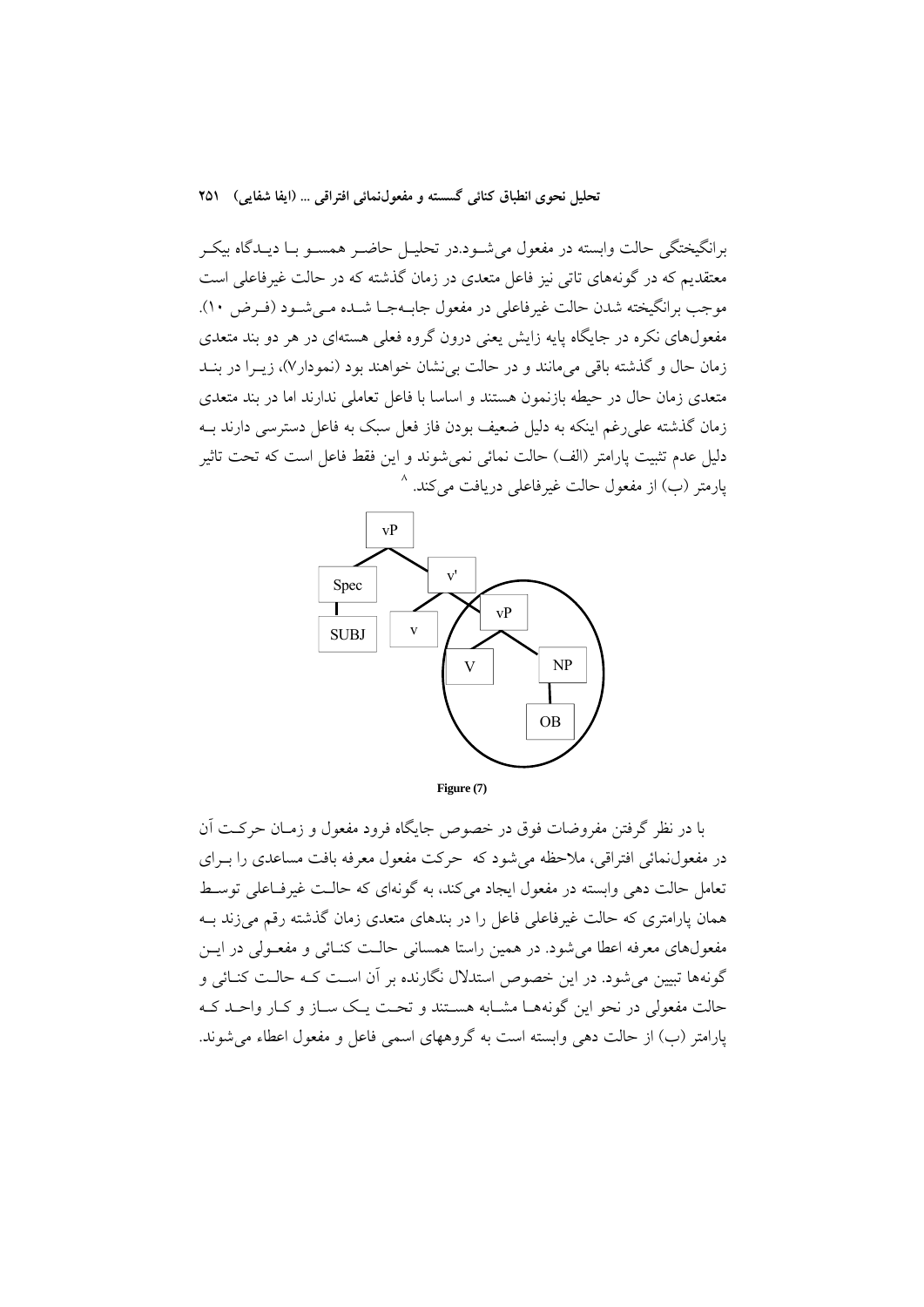برانگیختگی حالت وابسته در مفعول می‌شود.در تحلیل حاضر همسو با دیدگاه بیکر معتقدیم که در گونه‌های تاتی نیز فاعل متعدی در زمان گذشته که در حالت غیرفاعلی است موجب برانگیخته شدن حالت غیرفاعلی در مفعول جابه‌جا شده می‌شود (فرض ۱۰). مفعول‌های نکره در جایگاه پایه زایش یعنی درون گروه فعلی هسته‌ای در هر دو بند متعدی زمان حال و گذشته باقی می‌مانند و در حالت بی‌نشان خواهند بود (نمودار۷)، زیرا در بند متعدی زمان حال در حیطه بازنمون هستند و اساسا با فاعل تعاملی ندارند اما در بند متعدی زمان گذشته علی‌رغم اینکه به دلیل ضعیف بودن فاز فعل سبک به فاعل دسترسی دارند به دلیل عدم تثبیت پارامتر (الف) حالت نمائی نمی‌شوند و این فقط فاعل است که تحت تاثیر پارامتر (ب) از مفعول حالت غیرفاعلی دریافت می‌کند. [8]

Figure (7)

با در نظر گرفتن مفروضات فوق در خصوص جایگاه فرود مفعول و زمان حرکت آن در مفعول‌نمائی افتراقی، ملاحظه می‌شود که حرکت مفعول معرفه بافت مساعدی را برای تعامل حالت دهی وابسته در مفعول ایجاد می‌کند، به گونه‌ای که حالت غیرفاعلی توسط همان پارامتری که حالت غیرفاعلی فاعل را در بندهای متعدی زمان گذشته رقم می‌زند به مفعول‌های معرفه اعطا می‌شود. در همین راستا همسانی حالت کنائی و مفعولی در این گونه‌ها تبیین می‌شود. در این خصوص استدلال نگارنده بر آن است که حالت کنائی و حالت مفعولی در نحو این گونه‌ها مشابه هستند و تحت یک ساز و کار واحد که پارامتر (ب) از حالت دهی وابسته است به گروههای اسمی فاعل و مفعول اعطاء می‌شوند.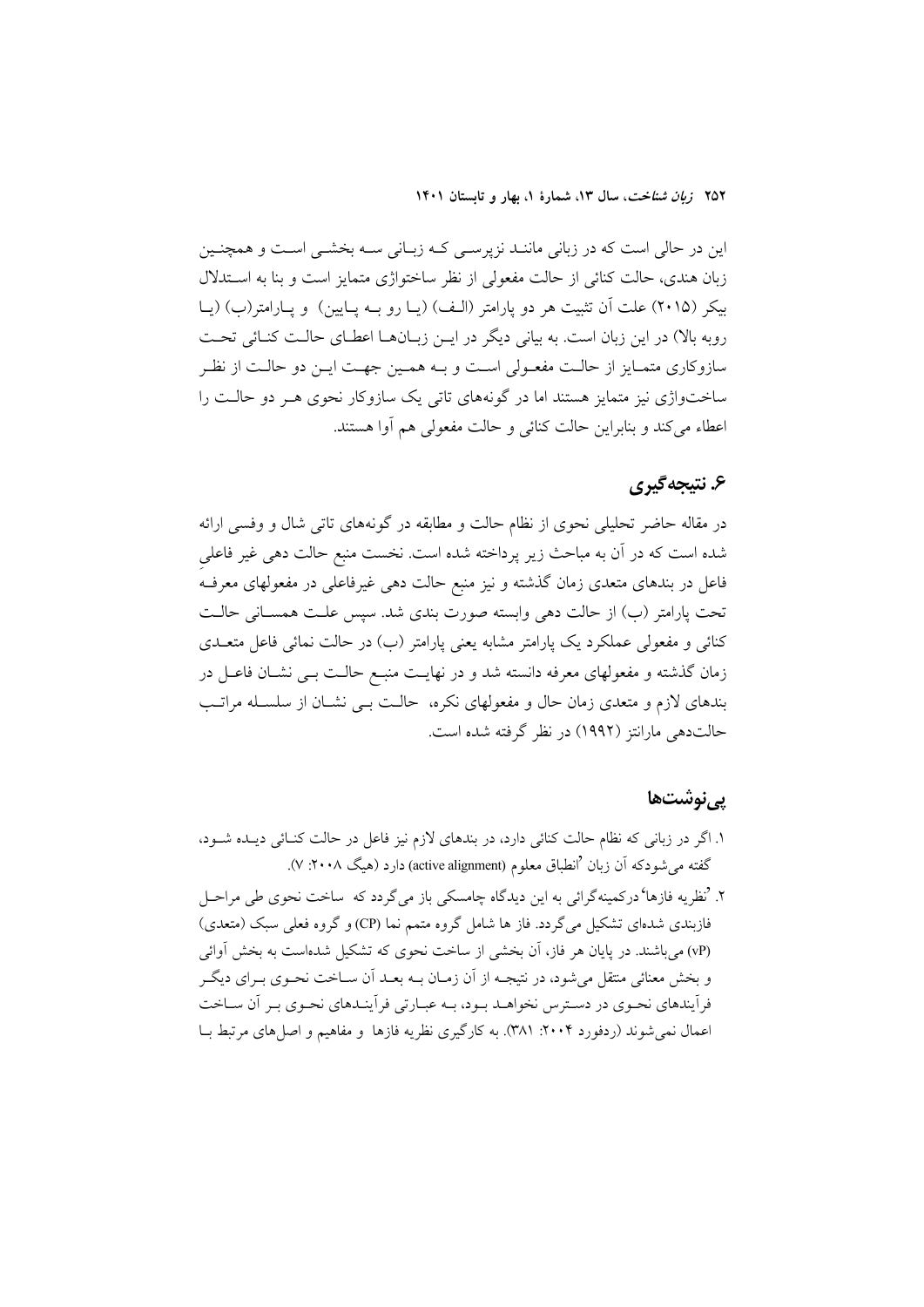این در حالی است که در زبانی مانند نزپرسی که زبانی سه بخشی است و همچنین زبان هندی، حالت کنائی از حالت مفعولی از نظر ساختواژی متمایز است و بنا به استدلال بیکر (۲۰۱۵) علت آن تثبیت هر دو پارامتر (الف) (یا رو به پایین) و پارامتر(ب) (یا روبه بالا) در این زبان است. به بیانی دیگر در این زبان‌ها اعطای حالت کنائی تحت سازوکاری متمایز از حالت مفعولی است و به همین جهت این دو حالت از نظر ساختواژی نیز متمایز هستند اما در گونه‌های تاتی یک سازوکار نحوی هر دو حالت را اعطاء می‌کند و بنابراین حالت کنائی و حالت مفعولی هم آوا هستند.

## ۶. نتیجه‌گیری

در مقاله حاضر تحلیلی نحوی از نظام حالت و مطابقه در گونه‌های تاتی شال و وفسی ارائه شده است که در آن به مباحث زیر پرداخته شده است. نخست منبع حالت دهی غیر فاعلیِ فاعل در بندهای متعدی زمان گذشته و نیز منبع حالت دهی غیرفاعلی در مفعولهای معرفه تحت پارامتر (ب) از حالت دهی وابسته صورت بندی شد. سپس علت همسانی حالت کنائی و مفعولی عملکرد یک پارامتر مشابه یعنی پارامتر (ب) در حالت نمائی فاعل متعدی زمان گذشته و مفعولهای معرفه دانسته شد و در نهایت منبع حالت بی نشان فاعل در بندهای لازم و متعدی زمان حال و مفعولهای نکره، حالت بی نشان از سلسله مراتب حالت‌دهی مارانتز (۱۹۹۲) در نظر گرفته شده است.

## پی‌نوشت‌ها

۱. اگر در زبانی که نظام حالت کنائی دارد، در بندهای لازم نیز فاعل در حالت کنائی دیده شود، گفته می‌شودکه آن زبان "انطباق معلوم (active alignment) دارد (هیگ ۲۰۰۸: ۷).

۲. "نظریه فازها" درکمینه‌گرائی به این دیدگاه چامسکی باز می‌گردد که ساخت نحوی طی مراحل فازبندی شده‌ای تشکیل می‌گردد. فاز ها شامل گروه متمم نما (CP) و گروه فعلی سبک (متعدی) (vP) می‌باشند. در پایان هر فاز، آن بخشی از ساخت نحوی که تشکیل شده‌است به بخش آوائی و بخش معنائی منتقل می‌شود، در نتیجه از آن زمان به بعد آن ساخت نحوی برای دیگر فرآیندهای نحوی در دسترس نخواهد بود، به عبارتی فرآیندهای نحوی بر آن ساخت اعمال نمی‌شوند (ردفورد ۲۰۰۴: ۳۸۱). به کارگیری نظریه فازها و مفاهیم و اصل‌های مرتبط با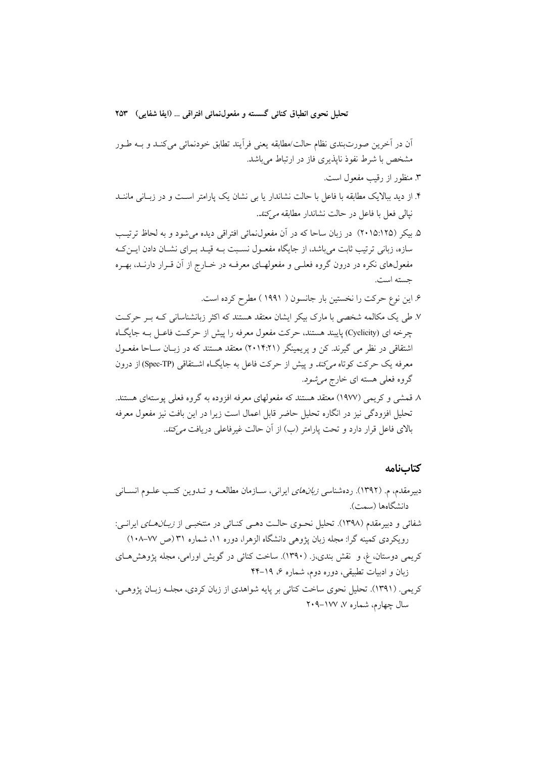آن در آخرین صورت‌بندی نظام حالت/مطابقه یعنی فرآیند تطابق خودنمائی می‌کنـد و بـه طـور مشخص با شرط نفوذ ناپذیری فاز در ارتباط می‌باشد.

۳. منظور از رقیب مفعول است.

۴. از دید بیالایک مطابقه با فاعل با حالت نشاندار یا بی نشان یک پارامتر اسـت و در زبـانی ماننـد نپالی فعل با فاعل در حالت نشاندار مطابقه *می‌کند*.

۵. بیکر (۲۰۱۵:۱۲۵) در زبان ساحا که در آن مفعول‌نمائی افتراقی دیده می‌شود و به لحاظ ترتیـب سازه، زبانی ترتیب ثابت می‌باشد، از جایگاه مفعـول نسـبت بـه قیـد بـرای نشـان دادن ایـن‌کـه مفعول‌های نکره در درون گروه فعلـی و مفعولهـای معرفـه در خـارج از آن قـرار دارنـد، بهـره جسته است.

۶. این نوع حرکت را نخستین بار جانسون ( ۱۹۹۱ ) مطرح کرده است.

۷. طی یک مکالمه شخصی با مارک بیکر ایشان معتقد هستند که اکثر زبانشناسانی کـه بـر حرکـت چرخه ای (Cyclicity) پایبند هستند، حرکت مفعول معرفه را پیش از حرکـت فاعـل بـه جایگـاه اشتقاقی در نظر می گیرند. کن و پریمینگر (۲۰۱۴:۲۱) معتقد هستند که در زبـان سـاحا مفعـول معرفه یک حرکت کوتاه *می‌کند* و پیش از حرکت فاعل به جایگـاه اشـتقاقی (Spec-TP) از درون گروه فعلی هسته ای خارج *می‌شود*.

۸. قمشی و کریمی (۱۹۷۷) معتقد هستند که مفعولهای معرفه افزوده به گروه فعلی پوسته‌ای هستند. تحلیل افزودگی نیز در انگاره تحلیل حاضر قابل اعمال است زیرا در این بافت نیز مفعول معرفه بالای فاعل قرار دارد و تحت پارامتر (ب) از آن حالت غیرفاعلی دریافت *می‌کند*.

## کتاب‌نامه

دبیرمقدم، م. (۱۳۹۲). رده‌شناسی *زبان‌های* ایرانی، سـازمان مطالعـه و تـدوین کتـب علـوم انسـانی دانشگاهها (سمت).

شفائی و دبیرمقدم (۱۳۹۸). تحلیل نحـوی حالـت دهـی کنـائی در منتخبـی از *زبـان‌هـای* ایرانـی: رویکردی کمینه گرا: مجله زبان پژوهی دانشگاه الزهرا، دوره ۱۱، شماره ۳۱ (ص ۷۷–۱۰۸)

کریمی دوستان، غ، و نقش بندی،ز. (۱۳۹۰). ساخت کنائی در گویش اورامی، مجله پژوهش‌هـای زبان و ادبیات تطبیقی، دوره دوم، شماره ۶، ۱۹–۴۴

کریمی. (۱۳۹۱). تحلیل نحوی ساخت کنائی بر پایه شواهدی از زبان کردی، مجلـه زبـان پژوهـی، سال چهارم، شماره ۷، ۱۷۷–۲۰۹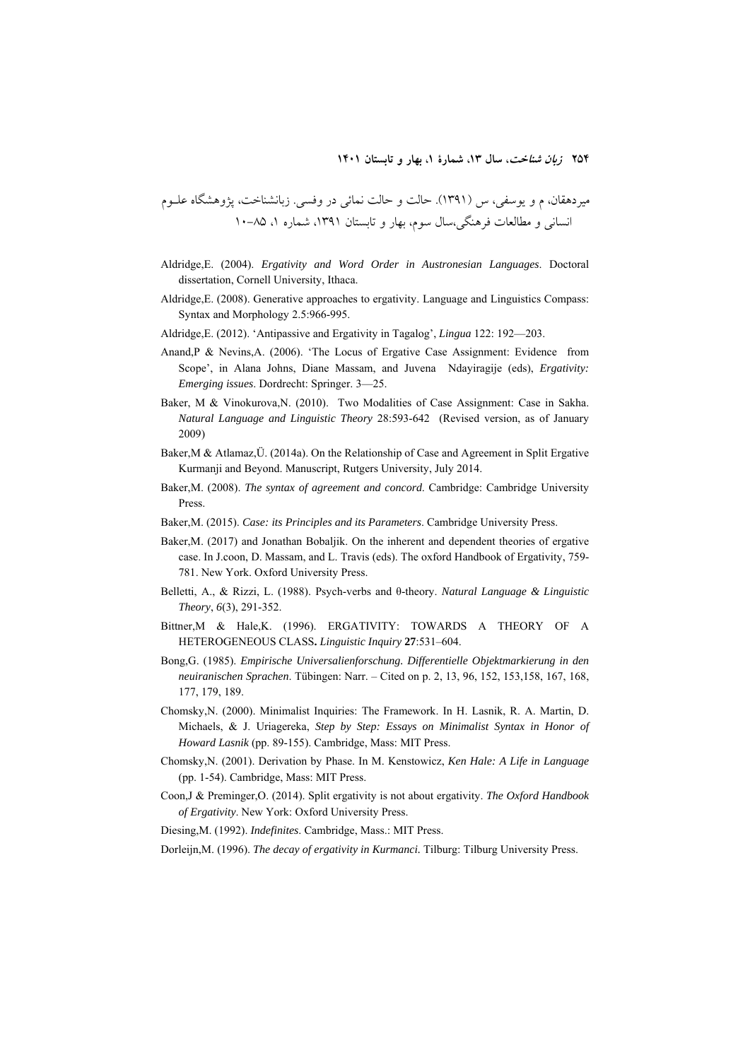میردهقان، م و یوسفی، س (۱۳۹۱). حالت و حالت نمائی در وفسی. زبانشناخت، پژوهشگاه علـوم انسانی و مطالعات فرهنگی،سال سوم، بهار و تابستان ۱۳۹۱، شماره ۱، ۸۵-۱۰

Aldridge,E. (2004). *Ergativity and Word Order in Austronesian Languages*. Doctoral dissertation, Cornell University, Ithaca.

Aldridge,E. (2008). Generative approaches to ergativity. Language and Linguistics Compass: Syntax and Morphology 2.5:966-995.

Aldridge,E. (2012). 'Antipassive and Ergativity in Tagalog', *Lingua* 122: 192—203.

Anand,P & Nevins,A. (2006). 'The Locus of Ergative Case Assignment: Evidence from Scope', in Alana Johns, Diane Massam, and Juvena Ndayiragije (eds), *Ergativity: Emerging issues*. Dordrecht: Springer. 3—25.

Baker, M & Vinokurova,N. (2010). Two Modalities of Case Assignment: Case in Sakha. *Natural Language and Linguistic Theory* 28:593-642 (Revised version, as of January 2009)

Baker,M & Atlamaz,Ü. (2014a). On the Relationship of Case and Agreement in Split Ergative Kurmanji and Beyond. Manuscript, Rutgers University, July 2014.

Baker,M. (2008). *The syntax of agreement and concord*. Cambridge: Cambridge University Press.

Baker,M. (2015). *Case: its Principles and its Parameters*. Cambridge University Press.

Baker,M. (2017) and Jonathan Bobaljik. On the inherent and dependent theories of ergative case. In J.coon, D. Massam, and L. Travis (eds). The oxford Handbook of Ergativity, 759-781. New York. Oxford University Press.

Belletti, A., & Rizzi, L. (1988). Psych-verbs and θ-theory. *Natural Language & Linguistic Theory*, *6*(3), 291-352.

Bittner,M & Hale,K. (1996). ERGATIVITY: TOWARDS A THEORY OF A HETEROGENEOUS CLASS**.** *Linguistic Inquiry* **27**:531–604.

Bong,G. (1985). *Empirische Universalienforschung. Differentielle Objektmarkierung in den neuiranischen Sprachen*. Tübingen: Narr. – Cited on p. 2, 13, 96, 152, 153,158, 167, 168, 177, 179, 189.

Chomsky,N. (2000). Minimalist Inquiries: The Framework. In H. Lasnik, R. A. Martin, D. Michaels, & J. Uriagereka, *Step by Step: Essays on Minimalist Syntax in Honor of Howard Lasnik* (pp. 89-155). Cambridge, Mass: MIT Press.

Chomsky,N. (2001). Derivation by Phase. In M. Kenstowicz, *Ken Hale: A Life in Language* (pp. 1-54). Cambridge, Mass: MIT Press.

Coon,J & Preminger,O. (2014). Split ergativity is not about ergativity. *The Oxford Handbook of Ergativity*. New York: Oxford University Press.

Diesing,M. (1992). *Indefinites*. Cambridge, Mass.: MIT Press.

Dorleijn,M. (1996). *The decay of ergativity in Kurmanci.* Tilburg: Tilburg University Press.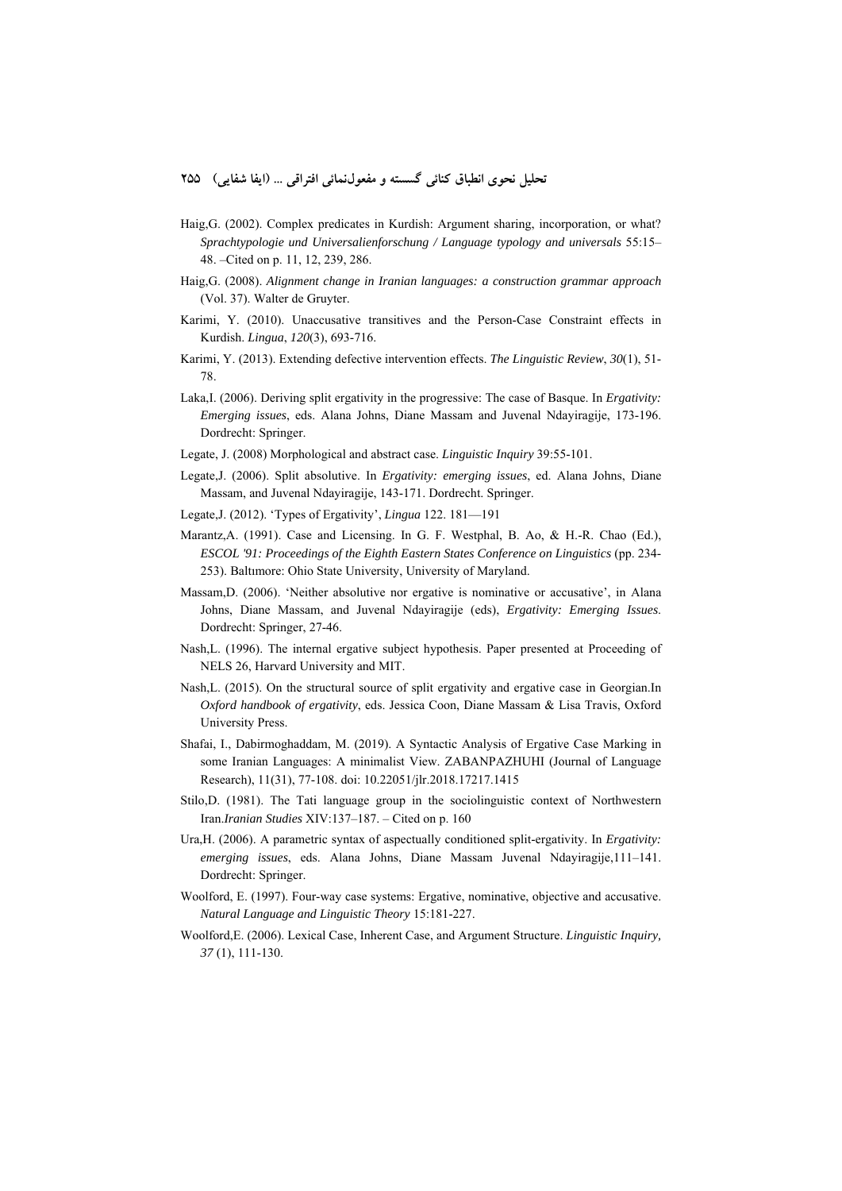Haig,G. (2002). Complex predicates in Kurdish: Argument sharing, incorporation, or what? *Sprachtypologie und Universalienforschung / Language typology and universals* 55:15–48. –Cited on p. 11, 12, 239, 286.

Haig,G. (2008). *Alignment change in Iranian languages: a construction grammar approach* (Vol. 37). Walter de Gruyter.

Karimi, Y. (2010). Unaccusative transitives and the Person-Case Constraint effects in Kurdish. *Lingua*, *120*(3), 693-716.

Karimi, Y. (2013). Extending defective intervention effects. *The Linguistic Review*, *30*(1), 51-78.

Laka,I. (2006). Deriving split ergativity in the progressive: The case of Basque. In *Ergativity: Emerging issues*, eds. Alana Johns, Diane Massam and Juvenal Ndayiragije, 173-196. Dordrecht: Springer.

Legate, J. (2008) Morphological and abstract case. *Linguistic Inquiry* 39:55-101.

Legate,J. (2006). Split absolutive. In *Ergativity: emerging issues*, ed. Alana Johns, Diane Massam, and Juvenal Ndayiragije, 143-171. Dordrecht. Springer.

Legate,J. (2012). 'Types of Ergativity', *Lingua* 122. 181—191

Marantz,A. (1991). Case and Licensing. In G. F. Westphal, B. Ao, & H.-R. Chao (Ed.), *ESCOL '91: Proceedings of the Eighth Eastern States Conference on Linguistics* (pp. 234-253). Baltımore: Ohio State University, University of Maryland.

Massam,D. (2006). 'Neither absolutive nor ergative is nominative or accusative', in Alana Johns, Diane Massam, and Juvenal Ndayiragije (eds), *Ergativity: Emerging Issues*. Dordrecht: Springer, 27-46.

Nash,L. (1996). The internal ergative subject hypothesis. Paper presented at Proceeding of NELS 26, Harvard University and MIT.

Nash,L. (2015). On the structural source of split ergativity and ergative case in Georgian.In *Oxford handbook of ergativity*, eds. Jessica Coon, Diane Massam & Lisa Travis, Oxford University Press.

Shafai, I., Dabirmoghaddam, M. (2019). A Syntactic Analysis of Ergative Case Marking in some Iranian Languages: A minimalist View. ZABANPAZHUHI (Journal of Language Research), 11(31), 77-108. doi: 10.22051/jlr.2018.17217.1415

Stilo,D. (1981). The Tati language group in the sociolinguistic context of Northwestern Iran.*Iranian Studies* XIV:137–187. – Cited on p. 160

Ura,H. (2006). A parametric syntax of aspectually conditioned split-ergativity. In *Ergativity: emerging issues*, eds. Alana Johns, Diane Massam Juvenal Ndayiragije,111–141. Dordrecht: Springer.

Woolford, E. (1997). Four-way case systems: Ergative, nominative, objective and accusative. *Natural Language and Linguistic Theory* 15:181-227.

Woolford,E. (2006). Lexical Case, Inherent Case, and Argument Structure. *Linguistic Inquiry, 37* (1), 111-130.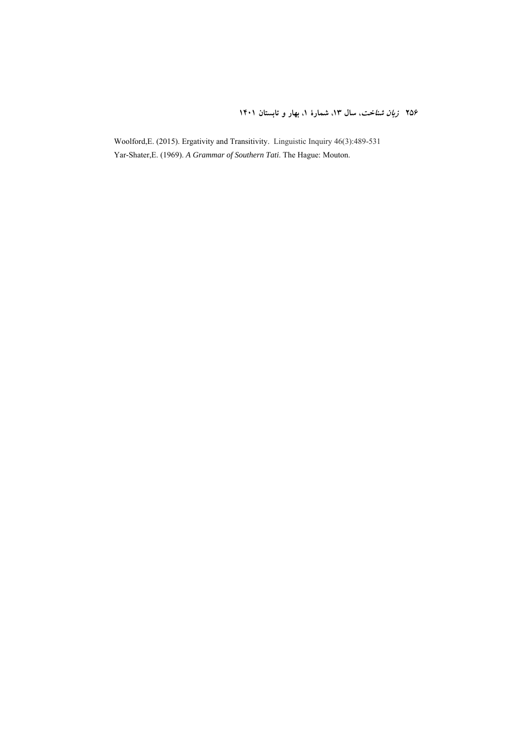Woolford,E. (2015). Ergativity and Transitivity. Linguistic Inquiry 46(3):489-531

Yar-Shater,E. (1969). *A Grammar of Southern Tati*. The Hague: Mouton.